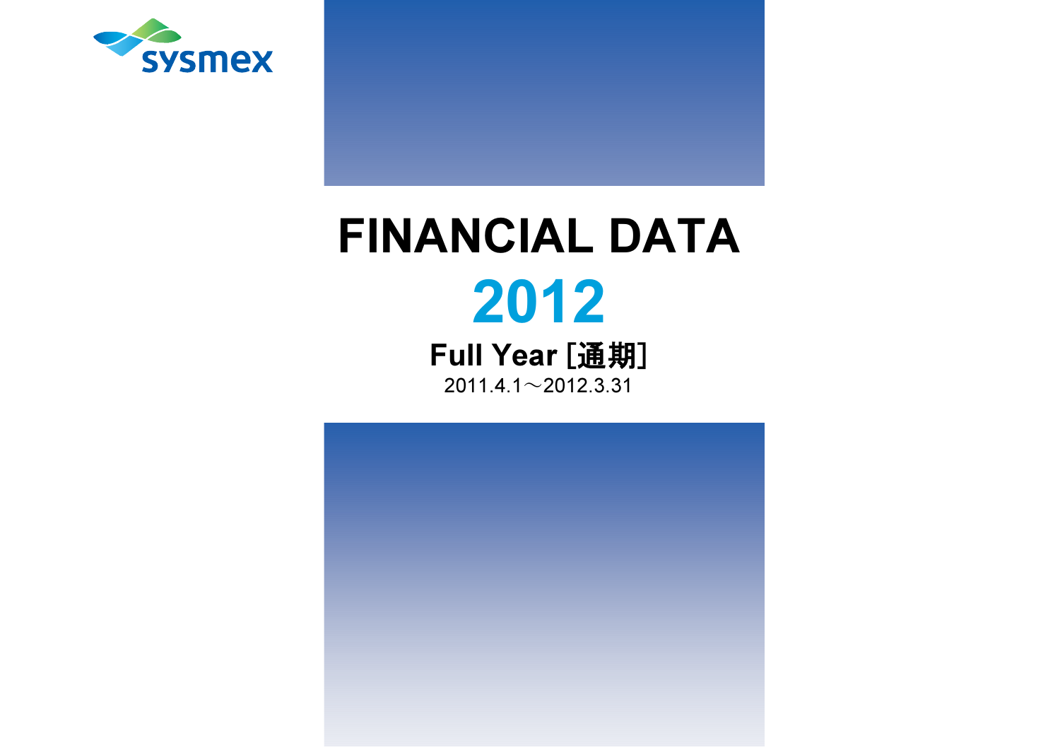sysmex

# FINANCIAL DATA

# 2012

## Full Year [通期]

2011.4.1～2012.3.31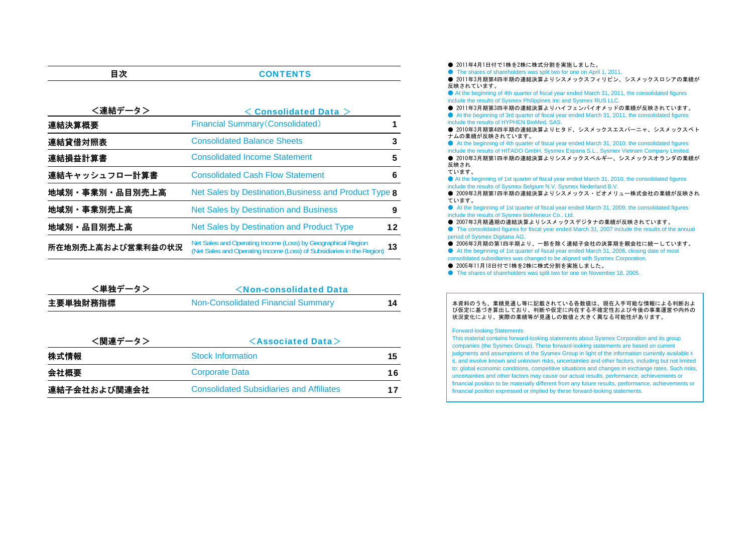| 目次 | CONTENTS | |
|---|---|---|
| **<連結データ>** | **< Consolidated Data >** | |
| 連結決算概要 | Financial Summary（Consolidated） | 1 |
| 連結貸借対照表 | Consolidated Balance Sheets | 3 |
| 連結損益計算書 | Consolidated Income Statement | 5 |
| 連結キャッシュフロー計算書 | Consolidated Cash Flow Statement | 6 |
| 地域別・事業別・品目別売上高 | Net Sales by Destination,Business and Product Type | 8 |
| 地域別・事業別売上高 | Net Sales by Destination and Business | 9 |
| 地域別・品目別売上高 | Net Sales by Destination and Product Type | 12 |
| 所在地別売上高および営業利益の状況 | Net Sales and Operating Income (Loss) by Geographical Region (Net Sales and Operating Income (Loss) of Subsidiaries in the Region) | 13 |
| **<単独データ>** | **<Non-consolidated Data** | |
| 主要単独財務指標 | Non-Consolidated Financial Summary | 14 |
| **<関連データ>** | **<Associated Data>** | |
| 株式情報 | Stock Information | 15 |
| 会社概要 | Corporate Data | 16 |
| 連結子会社および関連会社 | Consolidated Subsidiaries and Affiliates | 17 |

● 2011年4月1日付で1株を2株に株式分割を実施しました。
● The shares of shareholders was split two for one on April 1, 2011.
● 2011年3月期第4四半期の連結決算よりシスメックスフィリピン、シスメックスロシアの業績が反映されています。
● At the beginning of 4th quarter of fiscal year ended March 31, 2011, the consolidated figures include the results of Sysmex Philippines Inc and Sysmex RUS LLC.
● 2011年3月期第3四半期の連結決算よりハイフェンバイオメッドの業績が反映されています。
● At the beginning of 3rd quarter of fiscal year ended March 31, 2011, the consolidated figures include the results of HYPHEN BioMed, SAS.
● 2010年3月期第4四半期の連結決算よりヒタド、シスメックスエスパーニャ、シスメックスベトナムの業績が反映されています。
● At the beginning of 4th quarter of fiscal year ended March 31, 2010, the consolidated figures include the results of HITADO GmbH, Sysmex Espana S.L., Sysmex Vietnam Company Limited.
● 2010年3月期第1四半期の連結決算よりシスメックスベルギー、シスメックスオランダの業績が反映されています。
● At the beginning of 1st quarter of fiscal year ended March 31, 2010, the consolidated figures include the results of Sysmex Belgium N.V, Sysmex Nederland B.V.
● 2009年3月期第1四半期の連結決算よりシスメックス・ビオメリュー株式会社の業績が反映されています。
● At the beginning of 1st quarter of fiscal year ended March 31, 2009, the consolidated figures include the results of Sysmex bioMerieux Co., Ltd.
● 2007年3月期通期の連結決算よりシスメックスデジタナの業績が反映されています。
● The consolidated figures for fiscal year ended March 31, 2007 include the results of the annual period of Sysmex Digitana AG.
● 2006年3月期の第1四半期より、一部を除く連結子会社の決算期を親会社に統一しています。
● At the beginning of 1st quarter of fiscal year ended March 31, 2006, closing date of most consolidated subsidiaries was changed to be aligned with Sysmex Corporation.
● 2005年11月18日付で1株を2株に株式分割を実施しました。
● The shares of shareholders was split two for one on November 18, 2005.

本資料のうち、業績見通し等に記載されている各数値は、現在入手可能な情報による判断および仮定に基づき算出しており、判断や仮定に内在する不確定性および今後の事業運営や内外の状況変化により、実際の業績等が見通しの数値と大きく異なる可能性があります。

Forward-looking Statements
This material contains forward-looking statements about Sysmex Corporation and its group companies (the Sysmex Group). These forward-looking statements are based on current judgments and assumptions of the Sysmex Group in light of the information currently available to it, and involve known and unknown risks, uncertainties and other factors, including but not limited to: global economic conditions, competitive situations and changes in exchange rates. Such risks, uncertainties and other factors may cause our actual results, performance, achievements or financial position to be materially different from any future results, performance, achievements or financial position expressed or implied by these forward-looking statements.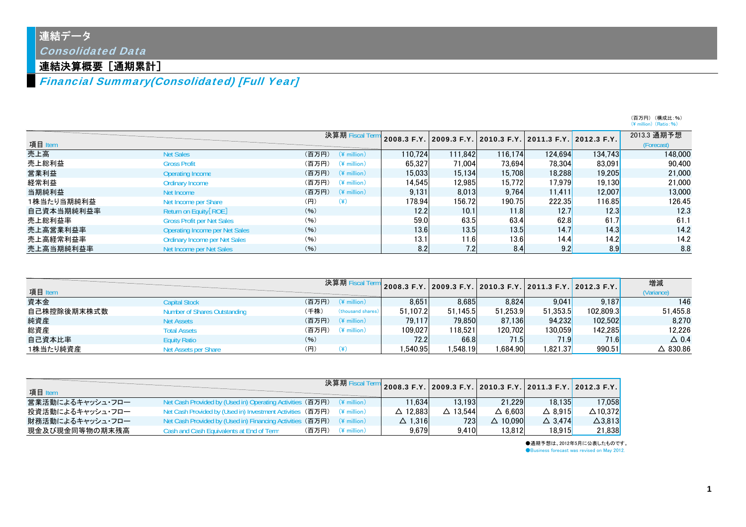# 連結データ
*Consolidated Data*

## 連結決算概要［通期累計］
*Financial Summary(Consolidated) [Full Year]*

（百万円）（構成比：%）
(¥ million) (Ratio：%)

| 項目 Item | | | | 2008.3 F.Y. | 2009.3 F.Y. | 2010.3 F.Y. | 2011.3 F.Y. | 2012.3 F.Y. | 2013.3 通期予想 (Forecast) |
|---|---|---|---|---|---|---|---|---|---|
| 売上高 | Net Sales | (百万円) | (¥ million) | 110,724 | 111,842 | 116,174 | 124,694 | 134,743 | 148,000 |
| 売上総利益 | Gross Profit | (百万円) | (¥ million) | 65,327 | 71,004 | 73,694 | 78,304 | 83,091 | 90,400 |
| 営業利益 | Operating Income | (百万円) | (¥ million) | 15,033 | 15,134 | 15,708 | 18,288 | 19,205 | 21,000 |
| 経常利益 | Ordinary Income | (百万円) | (¥ million) | 14,545 | 12,985 | 15,772 | 17,979 | 19,130 | 21,000 |
| 当期純利益 | Net Income | (百万円) | (¥ million) | 9,131 | 8,013 | 9,764 | 11,411 | 12,007 | 13,000 |
| 1株当たり当期純利益 | Net Income per Share | (円) | (¥) | 178.94 | 156.72 | 190.75 | 222.35 | 116.85 | 126.45 |
| 自己資本当期純利益率 | Return on Equity[ROE] | (%) | | 12.2 | 10.1 | 11.8 | 12.7 | 12.3 | 12.3 |
| 売上総利益率 | Gross Profit per Net Sales | (%) | | 59.0 | 63.5 | 63.4 | 62.8 | 61.7 | 61.1 |
| 売上高営業利益率 | Operating Income per Net Sales | (%) | | 13.6 | 13.5 | 13.5 | 14.7 | 14.3 | 14.2 |
| 売上高経常利益率 | Ordinary Income per Net Sales | (%) | | 13.1 | 11.6 | 13.6 | 14.4 | 14.2 | 14.2 |
| 売上高当期純利益率 | Net Income per Net Sales | (%) | | 8.2 | 7.2 | 8.4 | 9.2 | 8.9 | 8.8 |

| 項目 Item | | | | 2008.3 F.Y. | 2009.3 F.Y. | 2010.3 F.Y. | 2011.3 F.Y. | 2012.3 F.Y. | 増減 (Variance) |
|---|---|---|---|---|---|---|---|---|---|
| 資本金 | Capital Stock | (百万円) | (¥ million) | 8,651 | 8,685 | 8,824 | 9,041 | 9,187 | 146 |
| 自己株控除後期末株式数 | Number of Shares Outstanding | (千株) | (thousand shares) | 51,107.2 | 51,145.5 | 51,253.9 | 51,353.5 | 102,809.3 | 51,455.8 |
| 純資産 | Net Assets | (百万円) | (¥ million) | 79,117 | 79,850 | 87,136 | 94,232 | 102,502 | 8,270 |
| 総資産 | Total Assets | (百万円) | (¥ million) | 109,027 | 118,521 | 120,702 | 130,059 | 142,285 | 12,226 |
| 自己資本比率 | Equity Ratio | (%) | | 72.2 | 66.8 | 71.5 | 71.9 | 71.6 | △ 0.4 |
| 1株当たり純資産 | Net Assets per Share | (円) | (¥) | 1,540.95 | 1,548.19 | 1,684.90 | 1,821.37 | 990.51 | △ 830.86 |

| 項目 Item | | | | 2008.3 F.Y. | 2009.3 F.Y. | 2010.3 F.Y. | 2011.3 F.Y. | 2012.3 F.Y. |
|---|---|---|---|---|---|---|---|---|
| 営業活動によるキャッシュ・フロー | Net Cash Provided by (Used in) Operating Activities | (百万円) | (¥ million) | 11,634 | 13,193 | 21,229 | 18,135 | 17,058 |
| 投資活動によるキャッシュ・フロー | Net Cash Provided by (Used in) Investment Activities | (百万円) | (¥ million) | △ 12,883 | △ 13,544 | △ 6,603 | △ 8,915 | △10,372 |
| 財務活動によるキャッシュ・フロー | Net Cash Provided by (Used in) Financing Activities | (百万円) | (¥ million) | △ 1,316 | 723 | △ 10,090 | △ 3,474 | △3,813 |
| 現金及び現金同等物の期末残高 | Cash and Cash Equivalents at End of Term | (百万円) | (¥ million) | 9,679 | 9,410 | 13,812 | 18,915 | 21,838 |

●通期予想は、2012年5月に公表したものです。
●Business forecast was revised on May 2012.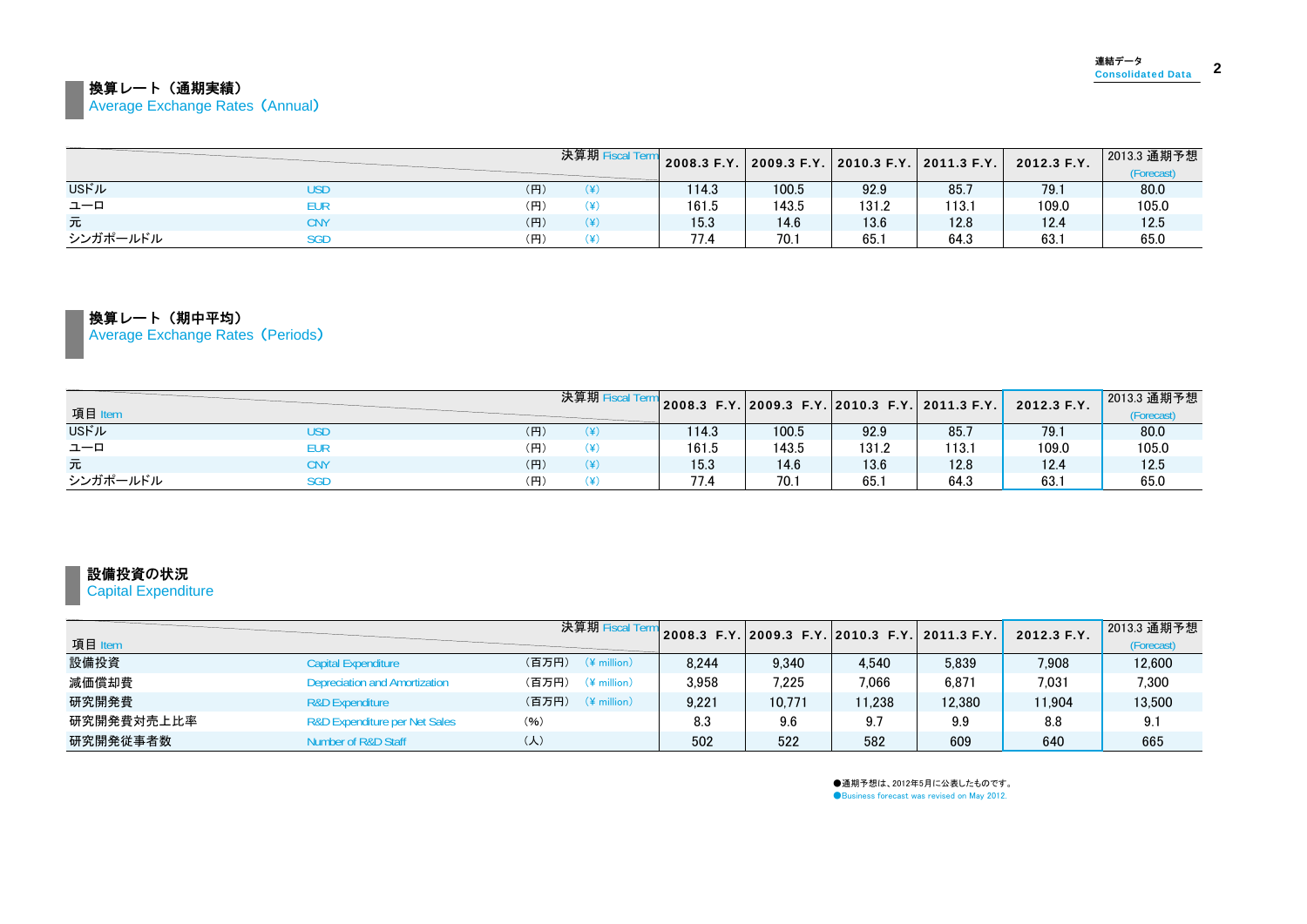## 換算レート（通期実績）
Average Exchange Rates（Annual）

| | | | 決算期 Fiscal Term | 2008.3 F.Y. | 2009.3 F.Y. | 2010.3 F.Y. | 2011.3 F.Y. | 2012.3 F.Y. | 2013.3 通期予想 (Forecast) |
|---|---|---|---|---|---|---|---|---|---|
| USドル | USD | (円) | (¥) | 114.3 | 100.5 | 92.9 | 85.7 | 79.1 | 80.0 |
| ユーロ | EUR | (円) | (¥) | 161.5 | 143.5 | 131.2 | 113.1 | 109.0 | 105.0 |
| 元 | CNY | (円) | (¥) | 15.3 | 14.6 | 13.6 | 12.8 | 12.4 | 12.5 |
| シンガポールドル | SGD | (円) | (¥) | 77.4 | 70.1 | 65.1 | 64.3 | 63.1 | 65.0 |

## 換算レート（期中平均）
Average Exchange Rates（Periods）

| 項目 Item | | | 決算期 Fiscal Term | 2008.3 F.Y. | 2009.3 F.Y. | 2010.3 F.Y. | 2011.3 F.Y. | 2012.3 F.Y. | 2013.3 通期予想 (Forecast) |
|---|---|---|---|---|---|---|---|---|---|
| USドル | USD | (円) | (¥) | 114.3 | 100.5 | 92.9 | 85.7 | 79.1 | 80.0 |
| ユーロ | EUR | (円) | (¥) | 161.5 | 143.5 | 131.2 | 113.1 | 109.0 | 105.0 |
| 元 | CNY | (円) | (¥) | 15.3 | 14.6 | 13.6 | 12.8 | 12.4 | 12.5 |
| シンガポールドル | SGD | (円) | (¥) | 77.4 | 70.1 | 65.1 | 64.3 | 63.1 | 65.0 |

## 設備投資の状況
Capital Expenditure

| 項目 Item | | | 決算期 Fiscal Term | 2008.3 F.Y. | 2009.3 F.Y. | 2010.3 F.Y. | 2011.3 F.Y. | 2012.3 F.Y. | 2013.3 通期予想 (Forecast) |
|---|---|---|---|---|---|---|---|---|---|
| 設備投資 | Capital Expenditure | (百万円) | (¥ million) | 8,244 | 9,340 | 4,540 | 5,839 | 7,908 | 12,600 |
| 減価償却費 | Depreciation and Amortization | (百万円) | (¥ million) | 3,958 | 7,225 | 7,066 | 6,871 | 7,031 | 7,300 |
| 研究開発費 | R&D Expenditure | (百万円) | (¥ million) | 9,221 | 10,771 | 11,238 | 12,380 | 11,904 | 13,500 |
| 研究開発費対売上比率 | R&D Expenditure per Net Sales | (%) | | 8.3 | 9.6 | 9.7 | 9.9 | 8.8 | 9.1 |
| 研究開発従事者数 | Number of R&D Staff | (人) | | 502 | 522 | 582 | 609 | 640 | 665 |

●通期予想は、2012年5月に公表したものです。
●Business forecast was revised on May 2012.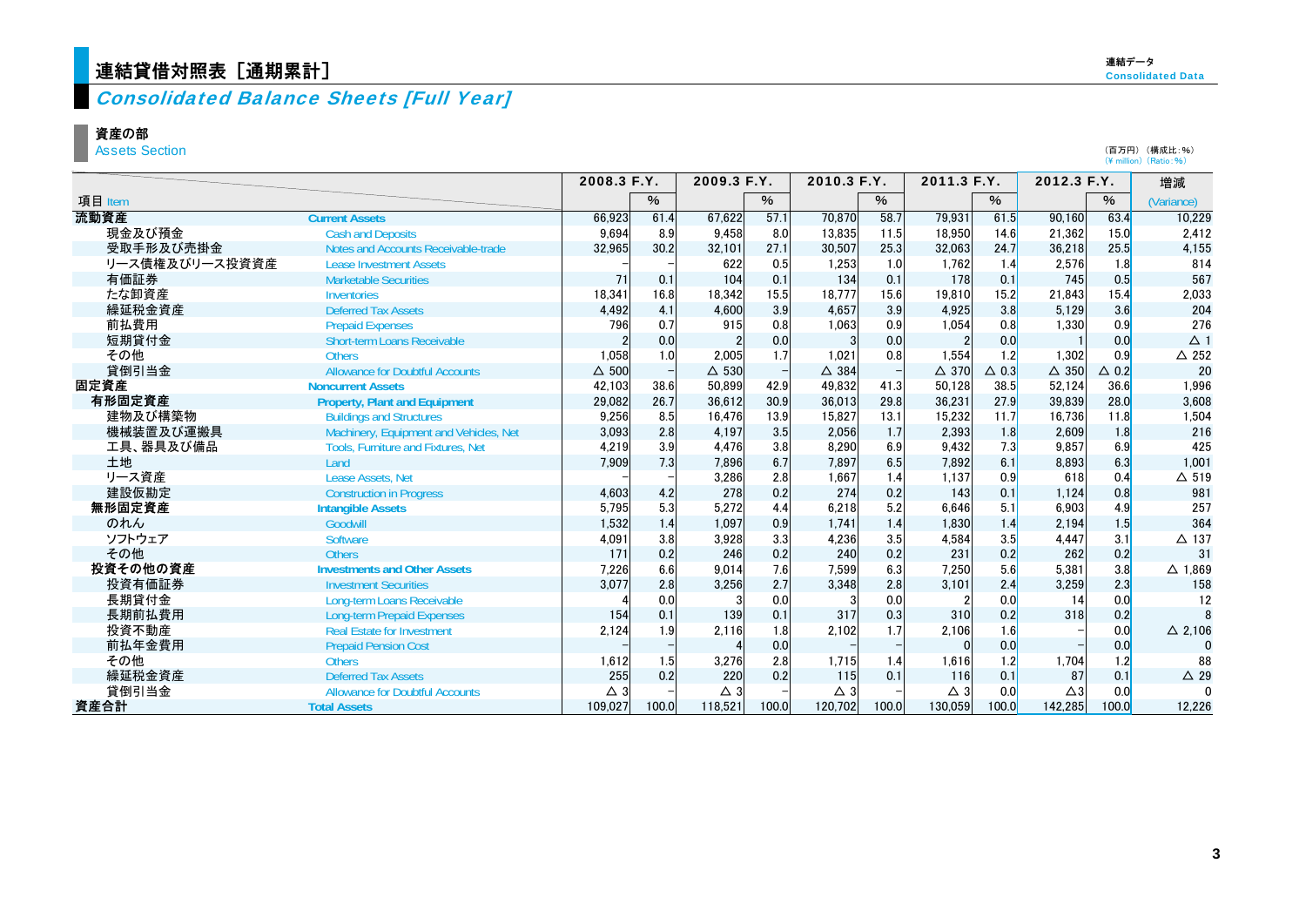# 連結貸借対照表［通期累計］

## *Consolidated Balance Sheets [Full Year]*

連結データ
Consolidated Data

### 資産の部
Assets Section

（百万円）（構成比：%）
（¥ million）（Ratio：%）

| 項目 Item | | 2008.3 F.Y. | % | 2009.3 F.Y. | % | 2010.3 F.Y. | % | 2011.3 F.Y. | % | 2012.3 F.Y. | % | 増減 (Variance) |
|---|---|---|---|---|---|---|---|---|---|---|---|---|
| 流動資産 | Current Assets | 66,923 | 61.4 | 67,622 | 57.1 | 70,870 | 58.7 | 79,931 | 61.5 | 90,160 | 63.4 | 10,229 |
| 現金及び預金 | Cash and Deposits | 9,694 | 8.9 | 9,458 | 8.0 | 13,835 | 11.5 | 18,950 | 14.6 | 21,362 | 15.0 | 2,412 |
| 受取手形及び売掛金 | Notes and Accounts Receivable-trade | 32,965 | 30.2 | 32,101 | 27.1 | 30,507 | 25.3 | 32,063 | 24.7 | 36,218 | 25.5 | 4,155 |
| リース債権及びリース投資資産 | Lease Investment Assets | − | − | 622 | 0.5 | 1,253 | 1.0 | 1,762 | 1.4 | 2,576 | 1.8 | 814 |
| 有価証券 | Marketable Securities | 71 | 0.1 | 104 | 0.1 | 134 | 0.1 | 178 | 0.1 | 745 | 0.5 | 567 |
| たな卸資産 | Inventories | 18,341 | 16.8 | 18,342 | 15.5 | 18,777 | 15.6 | 19,810 | 15.2 | 21,843 | 15.4 | 2,033 |
| 繰延税金資産 | Deferred Tax Assets | 4,492 | 4.1 | 4,600 | 3.9 | 4,657 | 3.9 | 4,925 | 3.8 | 5,129 | 3.6 | 204 |
| 前払費用 | Prepaid Expenses | 796 | 0.7 | 915 | 0.8 | 1,063 | 0.9 | 1,054 | 0.8 | 1,330 | 0.9 | 276 |
| 短期貸付金 | Short-term Loans Receivable | 2 | 0.0 | 2 | 0.0 | 3 | 0.0 | 2 | 0.0 | 1 | 0.0 | △ 1 |
| その他 | Others | 1,058 | 1.0 | 2,005 | 1.7 | 1,021 | 0.8 | 1,554 | 1.2 | 1,302 | 0.9 | △ 252 |
| 貸倒引当金 | Allowance for Doubtful Accounts | △ 500 | − | △ 530 | − | △ 384 | − | △ 370 | △ 0.3 | △ 350 | △ 0.2 | 20 |
| 固定資産 | Noncurrent Assets | 42,103 | 38.6 | 50,899 | 42.9 | 49,832 | 41.3 | 50,128 | 38.5 | 52,124 | 36.6 | 1,996 |
| 有形固定資産 | Property, Plant and Equipment | 29,082 | 26.7 | 36,612 | 30.9 | 36,013 | 29.8 | 36,231 | 27.9 | 39,839 | 28.0 | 3,608 |
| 建物及び構築物 | Buildings and Structures | 9,256 | 8.5 | 16,476 | 13.9 | 15,827 | 13.1 | 15,232 | 11.7 | 16,736 | 11.8 | 1,504 |
| 機械装置及び運搬具 | Machinery, Equipment and Vehicles, Net | 3,093 | 2.8 | 4,197 | 3.5 | 2,056 | 1.7 | 2,393 | 1.8 | 2,609 | 1.8 | 216 |
| 工具、器具及び備品 | Tools, Furniture and Fixtures, Net | 4,219 | 3.9 | 4,476 | 3.8 | 8,290 | 6.9 | 9,432 | 7.3 | 9,857 | 6.9 | 425 |
| 土地 | Land | 7,909 | 7.3 | 7,896 | 6.7 | 7,897 | 6.5 | 7,892 | 6.1 | 8,893 | 6.3 | 1,001 |
| リース資産 | Lease Assets, Net | − | − | 3,286 | 2.8 | 1,667 | 1.4 | 1,137 | 0.9 | 618 | 0.4 | △ 519 |
| 建設仮勘定 | Construction in Progress | 4,603 | 4.2 | 278 | 0.2 | 274 | 0.2 | 143 | 0.1 | 1,124 | 0.8 | 981 |
| 無形固定資産 | Intangible Assets | 5,795 | 5.3 | 5,272 | 4.4 | 6,218 | 5.2 | 6,646 | 5.1 | 6,903 | 4.9 | 257 |
| のれん | Goodwill | 1,532 | 1.4 | 1,097 | 0.9 | 1,741 | 1.4 | 1,830 | 1.4 | 2,194 | 1.5 | 364 |
| ソフトウェア | Software | 4,091 | 3.8 | 3,928 | 3.3 | 4,236 | 3.5 | 4,584 | 3.5 | 4,447 | 3.1 | △ 137 |
| その他 | Others | 171 | 0.2 | 246 | 0.2 | 240 | 0.2 | 231 | 0.2 | 262 | 0.2 | 31 |
| 投資その他の資産 | Investments and Other Assets | 7,226 | 6.6 | 9,014 | 7.6 | 7,599 | 6.3 | 7,250 | 5.6 | 5,381 | 3.8 | △ 1,869 |
| 投資有価証券 | Investment Securities | 3,077 | 2.8 | 3,256 | 2.7 | 3,348 | 2.8 | 3,101 | 2.4 | 3,259 | 2.3 | 158 |
| 長期貸付金 | Long-term Loans Receivable | 4 | 0.0 | 3 | 0.0 | 3 | 0.0 | 2 | 0.0 | 14 | 0.0 | 12 |
| 長期前払費用 | Long-term Prepaid Expenses | 154 | 0.1 | 139 | 0.1 | 317 | 0.3 | 310 | 0.2 | 318 | 0.2 | 8 |
| 投資不動産 | Real Estate for Investment | 2,124 | 1.9 | 2,116 | 1.8 | 2,102 | 1.7 | 2,106 | 1.6 | − | 0.0 | △ 2,106 |
| 前払年金費用 | Prepaid Pension Cost | − | − | 4 | 0.0 | − | − | 0 | 0.0 | − | 0.0 | 0 |
| その他 | Others | 1,612 | 1.5 | 3,276 | 2.8 | 1,715 | 1.4 | 1,616 | 1.2 | 1,704 | 1.2 | 88 |
| 繰延税金資産 | Deferred Tax Assets | 255 | 0.2 | 220 | 0.2 | 115 | 0.1 | 116 | 0.1 | 87 | 0.1 | △ 29 |
| 貸倒引当金 | Allowance for Doubtful Accounts | △ 3 | − | △ 3 | − | △ 3 | − | △ 3 | 0.0 | △3 | 0.0 | 0 |
| 資産合計 | Total Assets | 109,027 | 100.0 | 118,521 | 100.0 | 120,702 | 100.0 | 130,059 | 100.0 | 142,285 | 100.0 | 12,226 |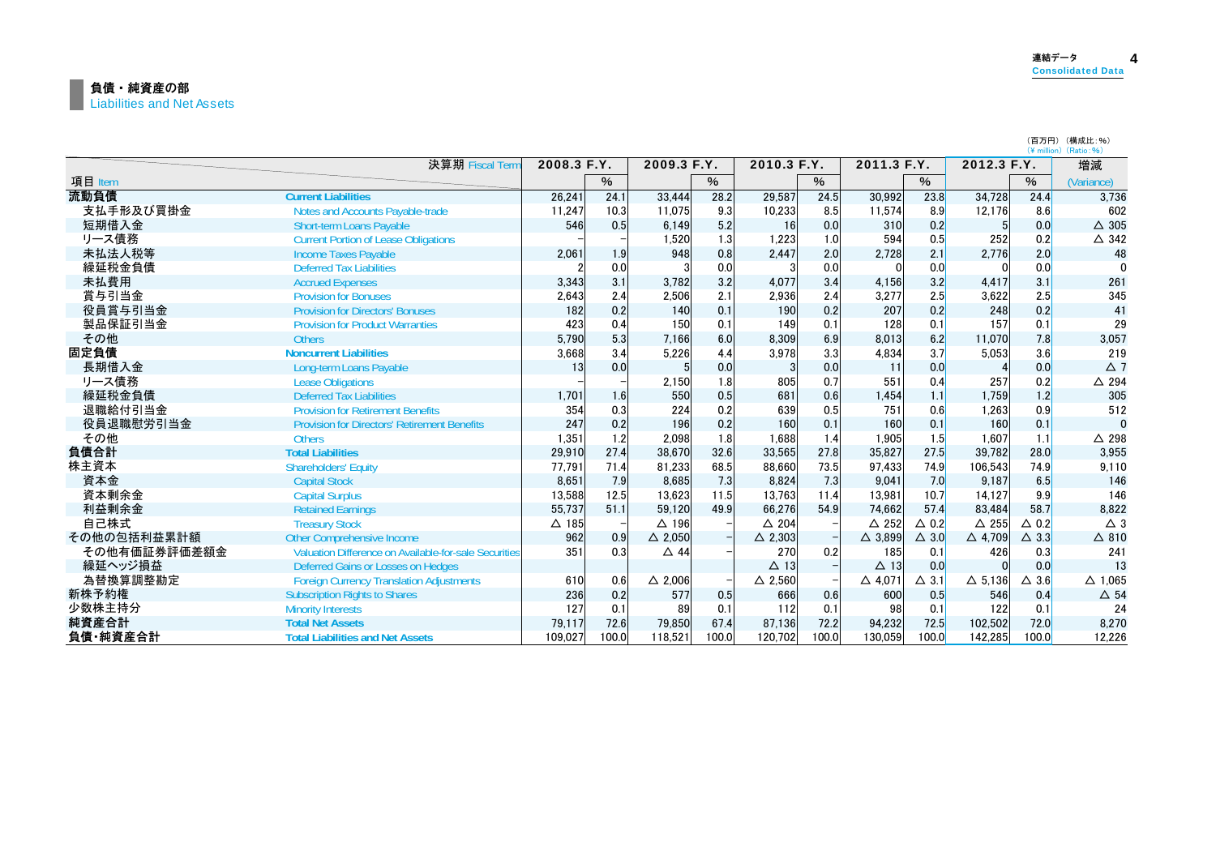## 負債・純資産の部
Liabilities and Net Assets

（百万円）（構成比：%）
(¥ million) (Ratio: %)

| 項目 Item | 決算期 Fiscal Term | 2008.3 F.Y. | % | 2009.3 F.Y. | % | 2010.3 F.Y. | % | 2011.3 F.Y. | % | 2012.3 F.Y. | % | 増減 (Variance) |
|---|---|---|---|---|---|---|---|---|---|---|---|---|
| 流動負債 | Current Liabilities | 26,241 | 24.1 | 33,444 | 28.2 | 29,587 | 24.5 | 30,992 | 23.8 | 34,728 | 24.4 | 3,736 |
| 支払手形及び買掛金 | Notes and Accounts Payable-trade | 11,247 | 10.3 | 11,075 | 9.3 | 10,233 | 8.5 | 11,574 | 8.9 | 12,176 | 8.6 | 602 |
| 短期借入金 | Short-term Loans Payable | 546 | 0.5 | 6,149 | 5.2 | 16 | 0.0 | 310 | 0.2 | 5 | 0.0 | △ 305 |
| リース債務 | Current Portion of Lease Obligations | − | − | 1,520 | 1.3 | 1,223 | 1.0 | 594 | 0.5 | 252 | 0.2 | △ 342 |
| 未払法人税等 | Income Taxes Payable | 2,061 | 1.9 | 948 | 0.8 | 2,447 | 2.0 | 2,728 | 2.1 | 2,776 | 2.0 | 48 |
| 繰延税金負債 | Deferred Tax Liabilities | 2 | 0.0 | 3 | 0.0 | 3 | 0.0 | 0 | 0.0 | 0 | 0.0 | 0 |
| 未払費用 | Accrued Expenses | 3,343 | 3.1 | 3,782 | 3.2 | 4,077 | 3.4 | 4,156 | 3.2 | 4,417 | 3.1 | 261 |
| 賞与引当金 | Provision for Bonuses | 2,643 | 2.4 | 2,506 | 2.1 | 2,936 | 2.4 | 3,277 | 2.5 | 3,622 | 2.5 | 345 |
| 役員賞与引当金 | Provision for Directors' Bonuses | 182 | 0.2 | 140 | 0.1 | 190 | 0.2 | 207 | 0.2 | 248 | 0.2 | 41 |
| 製品保証引当金 | Provision for Product Warranties | 423 | 0.4 | 150 | 0.1 | 149 | 0.1 | 128 | 0.1 | 157 | 0.1 | 29 |
| その他 | Others | 5,790 | 5.3 | 7,166 | 6.0 | 8,309 | 6.9 | 8,013 | 6.2 | 11,070 | 7.8 | 3,057 |
| 固定負債 | Noncurrent Liabilities | 3,668 | 3.4 | 5,226 | 4.4 | 3,978 | 3.3 | 4,834 | 3.7 | 5,053 | 3.6 | 219 |
| 長期借入金 | Long-term Loans Payable | 13 | 0.0 | 5 | 0.0 | 3 | 0.0 | 11 | 0.0 | 4 | 0.0 | △ 7 |
| リース債務 | Lease Obligations | − | − | 2,150 | 1.8 | 805 | 0.7 | 551 | 0.4 | 257 | 0.2 | △ 294 |
| 繰延税金負債 | Deferred Tax Liabilities | 1,701 | 1.6 | 550 | 0.5 | 681 | 0.6 | 1,454 | 1.1 | 1,759 | 1.2 | 305 |
| 退職給付引当金 | Provision for Retirement Benefits | 354 | 0.3 | 224 | 0.2 | 639 | 0.5 | 751 | 0.6 | 1,263 | 0.9 | 512 |
| 役員退職慰労引当金 | Provision for Directors' Retirement Benefits | 247 | 0.2 | 196 | 0.2 | 160 | 0.1 | 160 | 0.1 | 160 | 0.1 | 0 |
| その他 | Others | 1,351 | 1.2 | 2,098 | 1.8 | 1,688 | 1.4 | 1,905 | 1.5 | 1,607 | 1.1 | △ 298 |
| 負債合計 | Total Liabilities | 29,910 | 27.4 | 38,670 | 32.6 | 33,565 | 27.8 | 35,827 | 27.5 | 39,782 | 28.0 | 3,955 |
| 株主資本 | Shareholders' Equity | 77,791 | 71.4 | 81,233 | 68.5 | 88,660 | 73.5 | 97,433 | 74.9 | 106,543 | 74.9 | 9,110 |
| 資本金 | Capital Stock | 8,651 | 7.9 | 8,685 | 7.3 | 8,824 | 7.3 | 9,041 | 7.0 | 9,187 | 6.5 | 146 |
| 資本剰余金 | Capital Surplus | 13,588 | 12.5 | 13,623 | 11.5 | 13,763 | 11.4 | 13,981 | 10.7 | 14,127 | 9.9 | 146 |
| 利益剰余金 | Retained Earnings | 55,737 | 51.1 | 59,120 | 49.9 | 66,276 | 54.9 | 74,662 | 57.4 | 83,484 | 58.7 | 8,822 |
| 自己株式 | Treasury Stock | △ 185 | − | △ 196 | − | △ 204 | − | △ 252 | △ 0.2 | △ 255 | △ 0.2 | △ 3 |
| その他の包括利益累計額 | Other Comprehensive Income | 962 | 0.9 | △ 2,050 | − | △ 2,303 | − | △ 3,899 | △ 3.0 | △ 4,709 | △ 3.3 | △ 810 |
| その他有価証券評価差額金 | Valuation Difference on Available-for-sale Securities | 351 | 0.3 | △ 44 | − | 270 | 0.2 | 185 | 0.1 | 426 | 0.3 | 241 |
| 繰延ヘッジ損益 | Deferred Gains or Losses on Hedges | | | | | △ 13 | − | △ 13 | 0.0 | 0 | 0.0 | 13 |
| 為替換算調整勘定 | Foreign Currency Translation Adjustments | 610 | 0.6 | △ 2,006 | − | △ 2,560 | − | △ 4,071 | △ 3.1 | △ 5,136 | △ 3.6 | △ 1,065 |
| 新株予約権 | Subscription Rights to Shares | 236 | 0.2 | 577 | 0.5 | 666 | 0.6 | 600 | 0.5 | 546 | 0.4 | △ 54 |
| 少数株主持分 | Minority Interests | 127 | 0.1 | 89 | 0.1 | 112 | 0.1 | 98 | 0.1 | 122 | 0.1 | 24 |
| 純資産合計 | Total Net Assets | 79,117 | 72.6 | 79,850 | 67.4 | 87,136 | 72.2 | 94,232 | 72.5 | 102,502 | 72.0 | 8,270 |
| 負債・純資産合計 | Total Liabilities and Net Assets | 109,027 | 100.0 | 118,521 | 100.0 | 120,702 | 100.0 | 130,059 | 100.0 | 142,285 | 100.0 | 12,226 |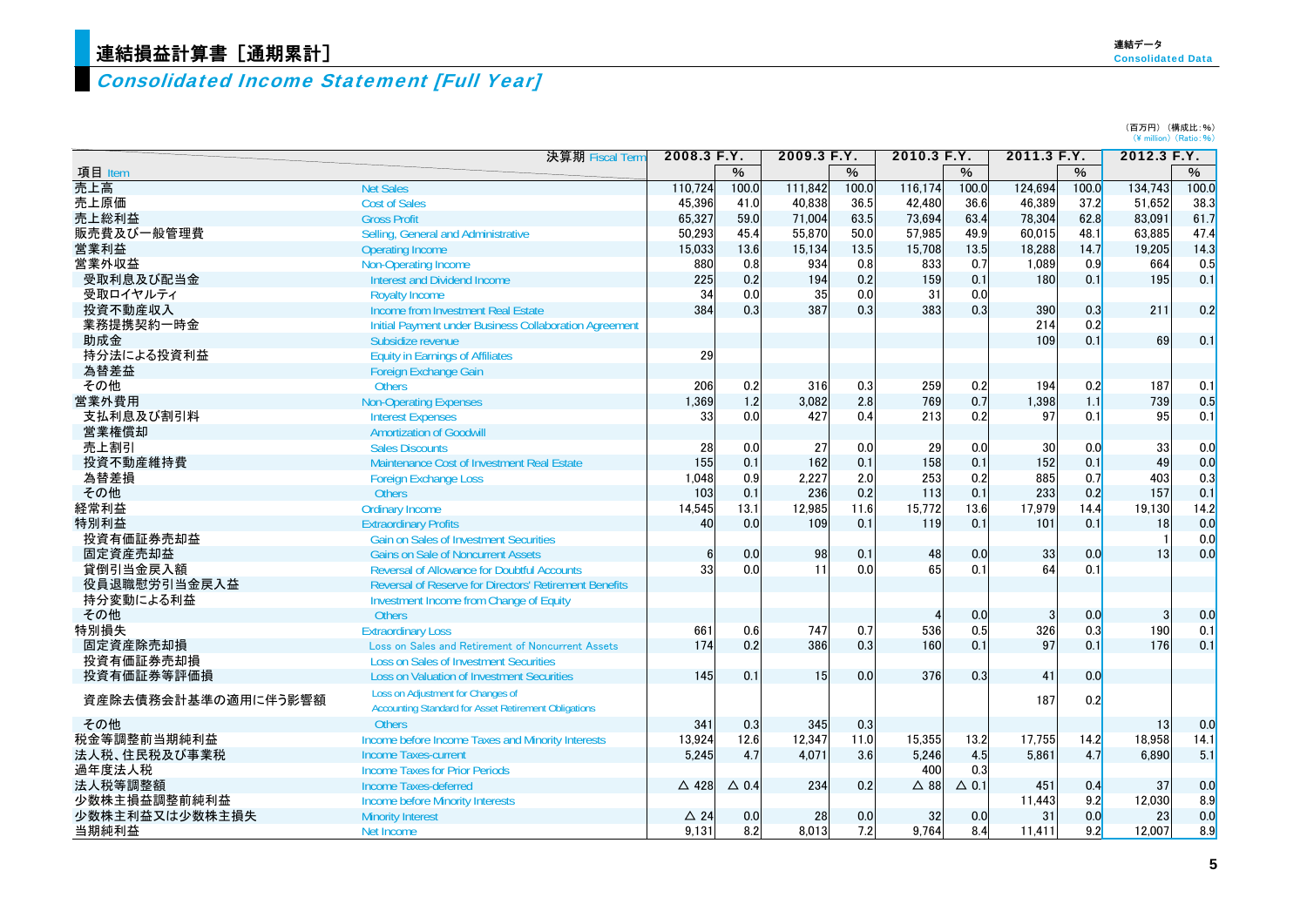# 連結損益計算書［通期累計］

## Consolidated Income Statement [Full Year]

（百万円）（構成比：%）
（¥ million）（Ratio：%）

| 項目 Item | | 2008.3 F.Y. | % | 2009.3 F.Y. | % | 2010.3 F.Y. | % | 2011.3 F.Y. | % | 2012.3 F.Y. | % |
|---|---|---|---|---|---|---|---|---|---|---|---|
| 売上高 | Net Sales | 110,724 | 100.0 | 111,842 | 100.0 | 116,174 | 100.0 | 124,694 | 100.0 | 134,743 | 100.0 |
| 売上原価 | Cost of Sales | 45,396 | 41.0 | 40,838 | 36.5 | 42,480 | 36.6 | 46,389 | 37.2 | 51,652 | 38.3 |
| 売上総利益 | Gross Profit | 65,327 | 59.0 | 71,004 | 63.5 | 73,694 | 63.4 | 78,304 | 62.8 | 83,091 | 61.7 |
| 販売費及び一般管理費 | Selling, General and Administrative | 50,293 | 45.4 | 55,870 | 50.0 | 57,985 | 49.9 | 60,015 | 48.1 | 63,885 | 47.4 |
| 営業利益 | Operating Income | 15,033 | 13.6 | 15,134 | 13.5 | 15,708 | 13.5 | 18,288 | 14.7 | 19,205 | 14.3 |
| 営業外収益 | Non-Operating Income | 880 | 0.8 | 934 | 0.8 | 833 | 0.7 | 1,089 | 0.9 | 664 | 0.5 |
| 受取利息及び配当金 | Interest and Dividend Income | 225 | 0.2 | 194 | 0.2 | 159 | 0.1 | 180 | 0.1 | 195 | 0.1 |
| 受取ロイヤルティ | Royalty Income | 34 | 0.0 | 35 | 0.0 | 31 | 0.0 | | | | |
| 投資不動産収入 | Income from Investment Real Estate | 384 | 0.3 | 387 | 0.3 | 383 | 0.3 | 390 | 0.3 | 211 | 0.2 |
| 業務提携契約一時金 | Initial Payment under Business Collaboration Agreement | | | | | | | 214 | 0.2 | | |
| 助成金 | Subsidize revenue | | | | | | | 109 | 0.1 | 69 | 0.1 |
| 持分法による投資利益 | Equity in Earnings of Affiliates | 29 | | | | | | | | | |
| 為替差益 | Foreign Exchange Gain | | | | | | | | | | |
| その他 | Others | 206 | 0.2 | 316 | 0.3 | 259 | 0.2 | 194 | 0.2 | 187 | 0.1 |
| 営業外費用 | Non-Operating Expenses | 1,369 | 1.2 | 3,082 | 2.8 | 769 | 0.7 | 1,398 | 1.1 | 739 | 0.5 |
| 支払利息及び割引料 | Interest Expenses | 33 | 0.0 | 427 | 0.4 | 213 | 0.2 | 97 | 0.1 | 95 | 0.1 |
| 営業権償却 | Amortization of Goodwill | | | | | | | | | | |
| 売上割引 | Sales Discounts | 28 | 0.0 | 27 | 0.0 | 29 | 0.0 | 30 | 0.0 | 33 | 0.0 |
| 投資不動産維持費 | Maintenance Cost of Investment Real Estate | 155 | 0.1 | 162 | 0.1 | 158 | 0.1 | 152 | 0.1 | 49 | 0.0 |
| 為替差損 | Foreign Exchange Loss | 1,048 | 0.9 | 2,227 | 2.0 | 253 | 0.2 | 885 | 0.7 | 403 | 0.3 |
| その他 | Others | 103 | 0.1 | 236 | 0.2 | 113 | 0.1 | 233 | 0.2 | 157 | 0.1 |
| 経常利益 | Ordinary Income | 14,545 | 13.1 | 12,985 | 11.6 | 15,772 | 13.6 | 17,979 | 14.4 | 19,130 | 14.2 |
| 特別利益 | Extraordinary Profits | 40 | 0.0 | 109 | 0.1 | 119 | 0.1 | 101 | 0.1 | 18 | 0.0 |
| 投資有価証券売却益 | Gain on Sales of Investment Securities | | | | | | | | | 1 | 0.0 |
| 固定資産売却益 | Gains on Sale of Noncurrent Assets | 6 | 0.0 | 98 | 0.1 | 48 | 0.0 | 33 | 0.0 | 13 | 0.0 |
| 貸倒引当金戻入額 | Reversal of Allowance for Doubtful Accounts | 33 | 0.0 | 11 | 0.0 | 65 | 0.1 | 64 | 0.1 | | |
| 役員退職慰労引当金戻入益 | Reversal of Reserve for Directors' Retirement Benefits | | | | | | | | | | |
| 持分変動による利益 | Investment Income from Change of Equity | | | | | | | | | | |
| その他 | Others | | | | | 4 | 0.0 | 3 | 0.0 | 3 | 0.0 |
| 特別損失 | Extraordinary Loss | 661 | 0.6 | 747 | 0.7 | 536 | 0.5 | 326 | 0.3 | 190 | 0.1 |
| 固定資産除売却損 | Loss on Sales and Retirement of Noncurrent Assets | 174 | 0.2 | 386 | 0.3 | 160 | 0.1 | 97 | 0.1 | 176 | 0.1 |
| 投資有価証券売却損 | Loss on Sales of Investment Securities | | | | | | | | | | |
| 投資有価証券等評価損 | Loss on Valuation of Investment Securities | 145 | 0.1 | 15 | 0.0 | 376 | 0.3 | 41 | 0.0 | | |
| 資産除去債務会計基準の適用に伴う影響額 | Loss on Adjustment for Changes of Accounting Standard for Asset Retirement Obligations | | | | | | | 187 | 0.2 | | |
| その他 | Others | 341 | 0.3 | 345 | 0.3 | | | | | 13 | 0.0 |
| 税金等調整前当期純利益 | Income before Income Taxes and Minority Interests | 13,924 | 12.6 | 12,347 | 11.0 | 15,355 | 13.2 | 17,755 | 14.2 | 18,958 | 14.1 |
| 法人税、住民税及び事業税 | Income Taxes-current | 5,245 | 4.7 | 4,071 | 3.6 | 5,246 | 4.5 | 5,861 | 4.7 | 6,890 | 5.1 |
| 過年度法人税 | Income Taxes for Prior Periods | | | | | 400 | 0.3 | | | | |
| 法人税等調整額 | Income Taxes-deferred | △ 428 | △ 0.4 | 234 | 0.2 | △ 88 | △ 0.1 | 451 | 0.4 | 37 | 0.0 |
| 少数株主損益調整前純利益 | Income before Minority Interests | | | | | | | 11,443 | 9.2 | 12,030 | 8.9 |
| 少数株主利益又は少数株主損失 | Minority Interest | △ 24 | 0.0 | 28 | 0.0 | 32 | 0.0 | 31 | 0.0 | 23 | 0.0 |
| 当期純利益 | Net Income | 9,131 | 8.2 | 8,013 | 7.2 | 9,764 | 8.4 | 11,411 | 9.2 | 12,007 | 8.9 |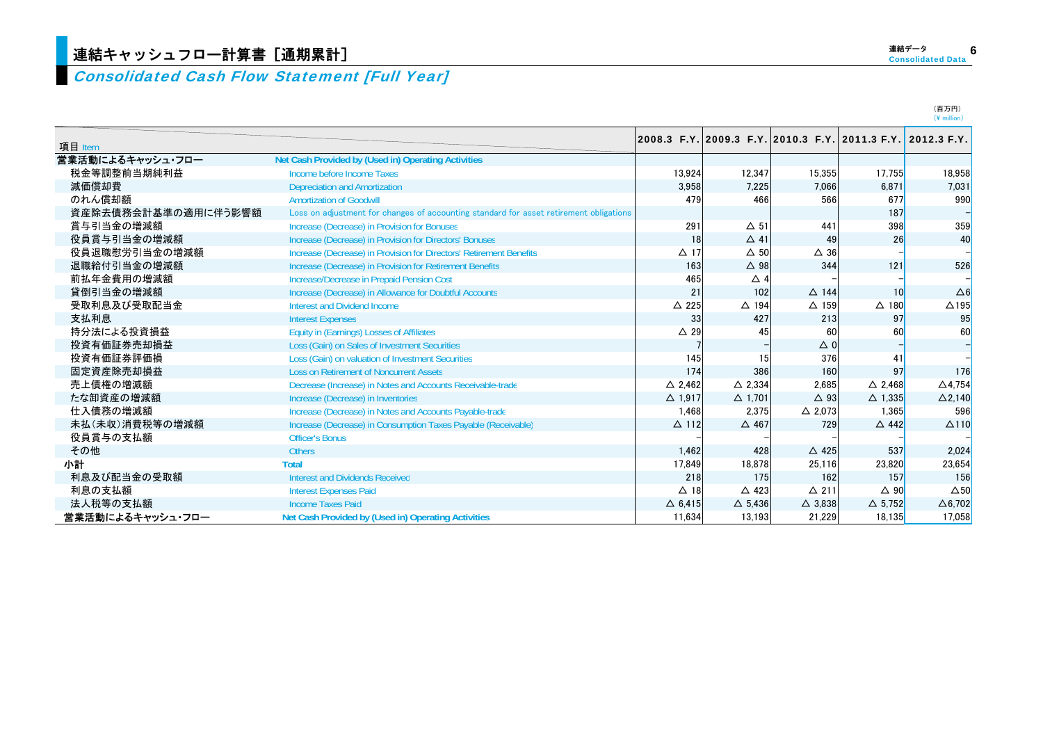# 連結キャッシュフロー計算書［通期累計］

## *Consolidated Cash Flow Statement [Full Year]*

（百万円）
（¥ million）

| 項目 Item | | 2008.3 F.Y. | 2009.3 F.Y. | 2010.3 F.Y. | 2011.3 F.Y. | 2012.3 F.Y. |
|---|---|---|---|---|---|---|
| 営業活動によるキャッシュ・フロー | Net Cash Provided by (Used in) Operating Activities | | | | | |
| 税金等調整前当期純利益 | Income before Income Taxes | 13,924 | 12,347 | 15,355 | 17,755 | 18,958 |
| 減価償却費 | Depreciation and Amortization | 3,958 | 7,225 | 7,066 | 6,871 | 7,031 |
| のれん償却額 | Amortization of Goodwill | 479 | 466 | 566 | 677 | 990 |
| 資産除去債務会計基準の適用に伴う影響額 | Loss on adjustment for changes of accounting standard for asset retirement obligations | | | | 187 | – |
| 賞与引当金の増減額 | Increase (Decrease) in Provision for Bonuses | 291 | △ 51 | 441 | 398 | 359 |
| 役員賞与引当金の増減額 | Increase (Decrease) in Provision for Directors' Bonuses | 18 | △ 41 | 49 | 26 | 40 |
| 役員退職慰労引当金の増減額 | Increase (Decrease) in Provision for Directors' Retirement Benefits | △ 17 | △ 50 | △ 36 | – | – |
| 退職給付引当金の増減額 | Increase (Decrease) in Provision for Retirement Benefits | 163 | △ 98 | 344 | 121 | 526 |
| 前払年金費用の増減額 | Increase/Decrease in Prepaid Pension Cost | 465 | △ 4 | – | – | – |
| 貸倒引当金の増減額 | Increase (Decrease) in Allowance for Doubtful Accounts | 21 | 102 | △ 144 | 10 | △6 |
| 受取利息及び受取配当金 | Interest and Dividend Income | △ 225 | △ 194 | △ 159 | △ 180 | △195 |
| 支払利息 | Interest Expenses | 33 | 427 | 213 | 97 | 95 |
| 持分法による投資損益 | Equity in (Earnings) Losses of Affiliates | △ 29 | 45 | 60 | 60 | 60 |
| 投資有価証券売却損益 | Loss (Gain) on Sales of Investment Securities | 7 | – | △ 0 | – | – |
| 投資有価証券評価損 | Loss (Gain) on valuation of Investment Securities | 145 | 15 | 376 | 41 | – |
| 固定資産除売却損益 | Loss on Retirement of Noncurrent Assets | 174 | 386 | 160 | 97 | 176 |
| 売上債権の増減額 | Decrease (Increase) in Notes and Accounts Receivable-trade | △ 2,462 | △ 2,334 | 2,685 | △ 2,468 | △4,754 |
| たな卸資産の増減額 | Increase (Decrease) in Inventories | △ 1,917 | △ 1,701 | △ 93 | △ 1,335 | △2,140 |
| 仕入債務の増減額 | Increase (Decrease) in Notes and Accounts Payable-trade | 1,468 | 2,375 | △ 2,073 | 1,365 | 596 |
| 未払（未収）消費税等の増減額 | Increase (Decrease) in Consumption Taxes Payable (Receivable) | △ 112 | △ 467 | 729 | △ 442 | △110 |
| 役員賞与の支払額 | Officer's Bonus | – | – | – | – | – |
| その他 | Others | 1,462 | 428 | △ 425 | 537 | 2,024 |
| 小計 | Total | 17,849 | 18,878 | 25,116 | 23,820 | 23,654 |
| 利息及び配当金の受取額 | Interest and Dividends Received | 218 | 175 | 162 | 157 | 156 |
| 利息の支払額 | Interest Expenses Paid | △ 18 | △ 423 | △ 211 | △ 90 | △50 |
| 法人税等の支払額 | Income Taxes Paid | △ 6,415 | △ 5,436 | △ 3,838 | △ 5,752 | △6,702 |
| 営業活動によるキャッシュ・フロー | Net Cash Provided by (Used in) Operating Activities | 11,634 | 13,193 | 21,229 | 18,135 | 17,058 |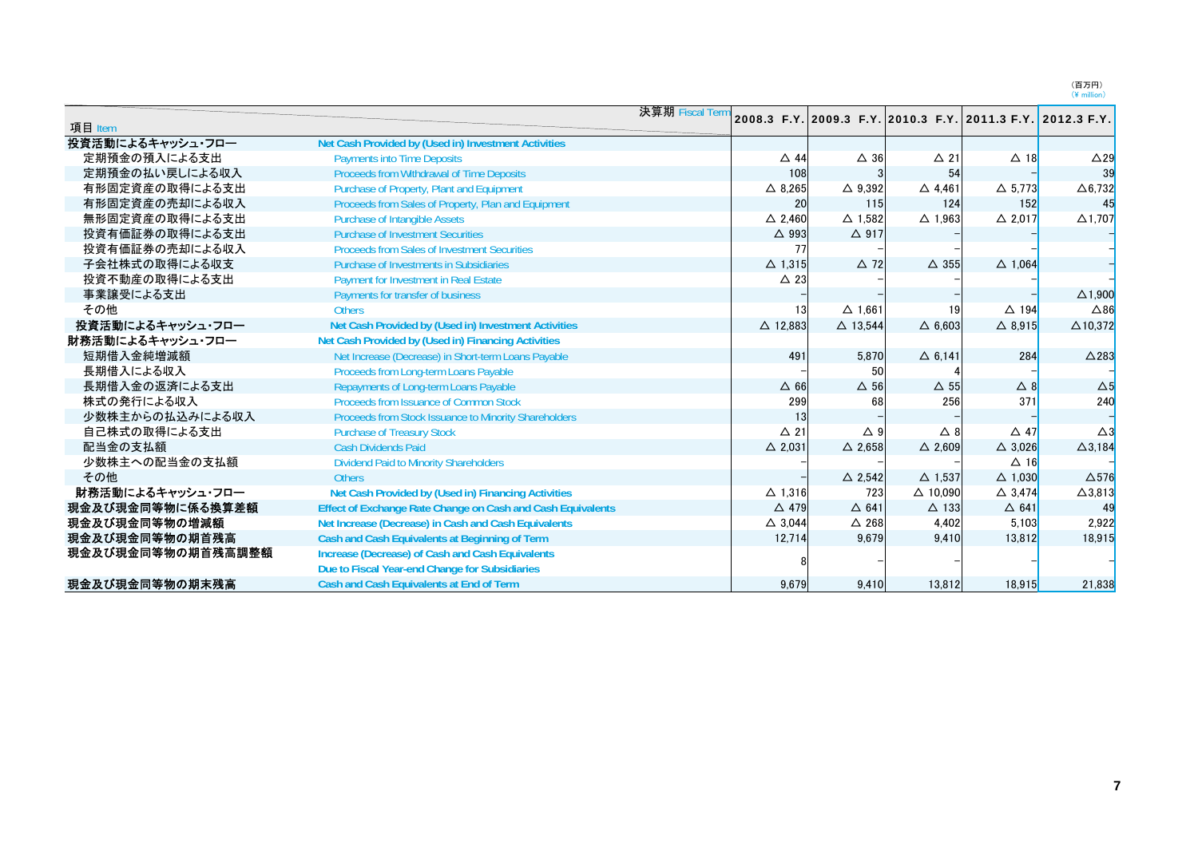（百万円）
（¥ million）

| 項目 Item | 決算期 Fiscal Term | 2008.3 F.Y. | 2009.3 F.Y. | 2010.3 F.Y. | 2011.3 F.Y. | 2012.3 F.Y. |
|---|---|---|---|---|---|---|
| 投資活動によるキャッシュ・フロー | Net Cash Provided by (Used in) Investment Activities | | | | | |
| 定期預金の預入による支出 | Payments into Time Deposits | △ 44 | △ 36 | △ 21 | △ 18 | △29 |
| 定期預金の払い戻しによる収入 | Proceeds from Withdrawal of Time Deposits | 108 | 3 | 54 | – | 39 |
| 有形固定資産の取得による支出 | Purchase of Property, Plant and Equipment | △ 8,265 | △ 9,392 | △ 4,461 | △ 5,773 | △6,732 |
| 有形固定資産の売却による収入 | Proceeds from Sales of Property, Plan and Equipment | 20 | 115 | 124 | 152 | 45 |
| 無形固定資産の取得による支出 | Purchase of Intangible Assets | △ 2,460 | △ 1,582 | △ 1,963 | △ 2,017 | △1,707 |
| 投資有価証券の取得による支出 | Purchase of Investment Securities | △ 993 | △ 917 | – | – | – |
| 投資有価証券の売却による収入 | Proceeds from Sales of Investment Securities | 77 | – | – | – | – |
| 子会社株式の取得による収支 | Purchase of Investments in Subsidiaries | △ 1,315 | △ 72 | △ 355 | △ 1,064 | – |
| 投資不動産の取得による支出 | Payment for Investment in Real Estate | △ 23 | – | – | – | – |
| 事業譲受による支出 | Payments for transfer of business | – | – | – | – | △1,900 |
| その他 | Others | 13 | △ 1,661 | 19 | △ 194 | △86 |
| 投資活動によるキャッシュ・フロー | Net Cash Provided by (Used in) Investment Activities | △ 12,883 | △ 13,544 | △ 6,603 | △ 8,915 | △10,372 |
| 財務活動によるキャッシュ・フロー | Net Cash Provided by (Used in) Financing Activities | | | | | |
| 短期借入金純増減額 | Net Increase (Decrease) in Short-term Loans Payable | 491 | 5,870 | △ 6,141 | 284 | △283 |
| 長期借入による収入 | Proceeds from Long-term Loans Payable | – | 50 | 4 | – | – |
| 長期借入金の返済による支出 | Repayments of Long-term Loans Payable | △ 66 | △ 56 | △ 55 | △ 8 | △5 |
| 株式の発行による収入 | Proceeds from Issuance of Common Stock | 299 | 68 | 256 | 371 | 240 |
| 少数株主からの払込みによる収入 | Proceeds from Stock Issuance to Minority Shareholders | 13 | – | – | – | – |
| 自己株式の取得による支出 | Purchase of Treasury Stock | △ 21 | △ 9 | △ 8 | △ 47 | △3 |
| 配当金の支払額 | Cash Dividends Paid | △ 2,031 | △ 2,658 | △ 2,609 | △ 3,026 | △3,184 |
| 少数株主への配当金の支払額 | Dividend Paid to Minority Shareholders | – | – | – | △ 16 | – |
| その他 | Others | – | △ 2,542 | △ 1,537 | △ 1,030 | △576 |
| 財務活動によるキャッシュ・フロー | Net Cash Provided by (Used in) Financing Activities | △ 1,316 | 723 | △ 10,090 | △ 3,474 | △3,813 |
| 現金及び現金同等物に係る換算差額 | Effect of Exchange Rate Change on Cash and Cash Equivalents | △ 479 | △ 641 | △ 133 | △ 641 | 49 |
| 現金及び現金同等物の増減額 | Net Increase (Decrease) in Cash and Cash Equivalents | △ 3,044 | △ 268 | 4,402 | 5,103 | 2,922 |
| 現金及び現金同等物の期首残高 | Cash and Cash Equivalents at Beginning of Term | 12,714 | 9,679 | 9,410 | 13,812 | 18,915 |
| 現金及び現金同等物の期首残高調整額 | Increase (Decrease) of Cash and Cash Equivalents Due to Fiscal Year-end Change for Subsidiaries | 8 | – | – | – | – |
| 現金及び現金同等物の期末残高 | Cash and Cash Equivalents at End of Term | 9,679 | 9,410 | 13,812 | 18,915 | 21,838 |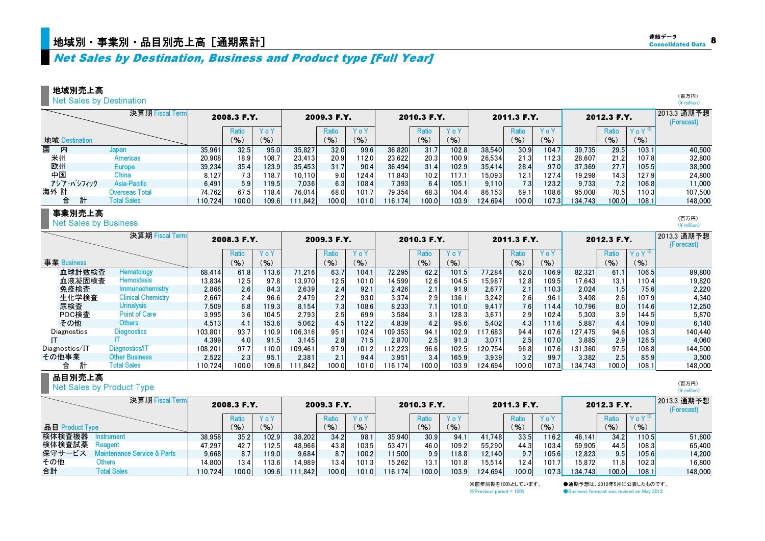# 地域別・事業別・品目別売上高［通期累計］

## *Net Sales by Destination, Business and Product type [Full Year]*

### 地域別売上高
Net Sales by Destination

（百万円）
（¥ million）

| 決算期 Fiscal Term | | 2008.3 F.Y. | | | 2009.3 F.Y. | | | 2010.3 F.Y. | | | 2011.3 F.Y. | | | 2012.3 F.Y. | | | 2013.3 通期予想 (Forecast) |
|---|---|---|---|---|---|---|---|---|---|---|---|---|---|---|---|---|---|
| 地域 Destination | | | Ratio (%) | YoY (%) | | Ratio (%) | YoY (%) | | Ratio (%) | YoY (%) | | Ratio (%) | YoY (%) | | Ratio (%) | YoY※ (%) | |
| 国内 | Japan | 35,961 | 32.5 | 95.0 | 35,827 | 32.0 | 99.6 | 36,820 | 31.7 | 102.8 | 38,540 | 30.9 | 104.7 | 39,735 | 29.5 | 103.1 | 40,500 |
| 米州 | Americas | 20,908 | 18.9 | 108.7 | 23,413 | 20.9 | 112.0 | 23,622 | 20.3 | 100.9 | 26,534 | 21.3 | 112.3 | 28,607 | 21.2 | 107.8 | 32,800 |
| 欧州 | Europe | 39,234 | 35.4 | 123.9 | 35,453 | 31.7 | 90.4 | 36,494 | 31.4 | 102.9 | 35,414 | 28.4 | 97.0 | 37,369 | 27.7 | 105.5 | 38,900 |
| 中国 | China | 8,127 | 7.3 | 118.7 | 10,110 | 9.0 | 124.4 | 11,843 | 10.2 | 117.1 | 15,093 | 12.1 | 127.4 | 19,298 | 14.3 | 127.9 | 24,800 |
| ｱｼﾞｱ･ﾊﾟｼﾌｨｯｸ | Asia-Pacific | 6,491 | 5.9 | 119.5 | 7,036 | 6.3 | 108.4 | 7,393 | 6.4 | 105.1 | 9,110 | 7.3 | 123.2 | 9,733 | 7.2 | 106.8 | 11,000 |
| 海外 計 | Overseas Total | 74,762 | 67.5 | 118.4 | 76,014 | 68.0 | 101.7 | 79,354 | 68.3 | 104.4 | 86,153 | 69.1 | 108.6 | 95,008 | 70.5 | 110.3 | 107,500 |
| 合計 | Total Sales | 110,724 | 100.0 | 109.6 | 111,842 | 100.0 | 101.0 | 116,174 | 100.0 | 103.9 | 124,694 | 100.0 | 107.3 | 134,743 | 100.0 | 108.1 | 148,000 |

### 事業別売上高
Net Sales by Business

（百万円）
（¥ million）

| 決算期 Fiscal Term | | 2008.3 F.Y. | | | 2009.3 F.Y. | | | 2010.3 F.Y. | | | 2011.3 F.Y. | | | 2012.3 F.Y. | | | 2013.3 通期予想 (Forecast) |
|---|---|---|---|---|---|---|---|---|---|---|---|---|---|---|---|---|---|
| 事業 Business | | | Ratio (%) | YoY (%) | | Ratio (%) | YoY (%) | | Ratio (%) | YoY (%) | | Ratio (%) | YoY (%) | | Ratio (%) | YoY※ (%) | |
| 血球計数検査 | Hematology | 68,414 | 61.8 | 113.6 | 71,216 | 63.7 | 104.1 | 72,295 | 62.2 | 101.5 | 77,284 | 62.0 | 106.9 | 82,321 | 61.1 | 106.5 | 89,800 |
| 血液凝固検査 | Hemostasis | 13,834 | 12.5 | 97.8 | 13,970 | 12.5 | 101.0 | 14,599 | 12.6 | 104.5 | 15,987 | 12.8 | 109.5 | 17,643 | 13.1 | 110.4 | 19,820 |
| 免疫検査 | Immunochemistry | 2,866 | 2.6 | 84.3 | 2,639 | 2.4 | 92.1 | 2,426 | 2.1 | 91.9 | 2,677 | 2.1 | 110.3 | 2,024 | 1.5 | 75.6 | 2,220 |
| 生化学検査 | Clinical Chemistry | 2,667 | 2.4 | 96.6 | 2,479 | 2.2 | 93.0 | 3,374 | 2.9 | 136.1 | 3,242 | 2.6 | 96.1 | 3,498 | 2.6 | 107.9 | 4,340 |
| 尿検査 | Urinalysis | 7,509 | 6.8 | 119.3 | 8,154 | 7.3 | 108.6 | 8,233 | 7.1 | 101.0 | 9,417 | 7.6 | 114.4 | 10,796 | 8.0 | 114.6 | 12,250 |
| POC検査 | Point of Care | 3,995 | 3.6 | 104.5 | 2,793 | 2.5 | 69.9 | 3,584 | 3.1 | 128.3 | 3,671 | 2.9 | 102.4 | 5,303 | 3.9 | 144.5 | 5,870 |
| その他 | Others | 4,513 | 4.1 | 153.6 | 5,062 | 4.5 | 112.2 | 4,839 | 4.2 | 95.6 | 5,402 | 4.3 | 111.6 | 5,887 | 4.4 | 109.0 | 6,140 |
| Diagnostics | Diagnostics | 103,801 | 93.7 | 110.9 | 106,316 | 95.1 | 102.4 | 109,353 | 94.1 | 102.9 | 117,683 | 94.4 | 107.6 | 127,475 | 94.6 | 108.3 | 140,440 |
| IT | IT | 4,399 | 4.0 | 91.5 | 3,145 | 2.8 | 71.5 | 2,870 | 2.5 | 91.3 | 3,071 | 2.5 | 107.0 | 3,885 | 2.9 | 126.5 | 4,060 |
| Diagnostics/IT | Diagnostics/IT | 108,201 | 97.7 | 110.0 | 109,461 | 97.9 | 101.2 | 112,223 | 96.6 | 102.5 | 120,754 | 96.8 | 107.6 | 131,360 | 97.5 | 108.8 | 144,500 |
| その他事業 | Other Business | 2,522 | 2.3 | 95.1 | 2,381 | 2.1 | 94.4 | 3,951 | 3.4 | 165.9 | 3,939 | 3.2 | 99.7 | 3,382 | 2.5 | 85.9 | 3,500 |
| 合計 | Total Sales | 110,724 | 100.0 | 109.6 | 111,842 | 100.0 | 101.0 | 116,174 | 100.0 | 103.9 | 124,694 | 100.0 | 107.3 | 134,743 | 100.0 | 108.1 | 148,000 |

### 品目別売上高
Net Sales by Product Type

（百万円）
（¥ million）

| 決算期 Fiscal Term | | 2008.3 F.Y. | | | 2009.3 F.Y. | | | 2010.3 F.Y. | | | 2011.3 F.Y. | | | 2012.3 F.Y. | | | 2013.3 通期予想 (Forecast) |
|---|---|---|---|---|---|---|---|---|---|---|---|---|---|---|---|---|---|
| 品目 Product Type | | | Ratio (%) | YoY (%) | | Ratio (%) | YoY (%) | | Ratio (%) | YoY (%) | | Ratio (%) | YoY (%) | | Ratio (%) | YoY※ (%) | |
| 検体検査機器 | Instrument | 38,958 | 35.2 | 102.9 | 38,202 | 34.2 | 98.1 | 35,940 | 30.9 | 94.1 | 41,748 | 33.5 | 116.2 | 46,141 | 34.2 | 110.5 | 51,600 |
| 検体検査試薬 | Reagent | 47,297 | 42.7 | 112.5 | 48,966 | 43.8 | 103.5 | 53,471 | 46.0 | 109.2 | 55,290 | 44.3 | 103.4 | 59,905 | 44.5 | 108.3 | 65,400 |
| 保守サービス | Maintenance Service & Parts | 9,668 | 8.7 | 119.0 | 9,684 | 8.7 | 100.2 | 11,500 | 9.9 | 118.8 | 12,140 | 9.7 | 105.6 | 12,823 | 9.5 | 105.6 | 14,200 |
| その他 | Others | 14,800 | 13.4 | 113.6 | 14,989 | 13.4 | 101.3 | 15,262 | 13.1 | 101.8 | 15,514 | 12.4 | 101.7 | 15,872 | 11.8 | 102.3 | 16,800 |
| 合計 | Total Sales | 110,724 | 100.0 | 109.6 | 111,842 | 100.0 | 101.0 | 116,174 | 100.0 | 103.9 | 124,694 | 100.0 | 107.3 | 134,743 | 100.0 | 108.1 | 148,000 |

※前年同期を100%としています。
※Previous period = 100%

●通期予想は、2012年5月に公表したものです。
●Business forecast was revised on May 2012.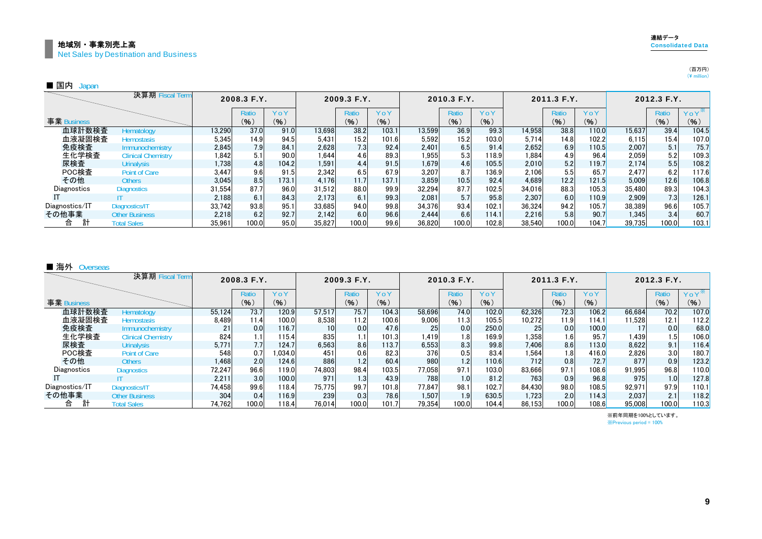# 地域別・事業別売上高
Net Sales by Destination and Business

連結データ
Consolidated Data

（百万円）
（¥ million）

## ■ 国内 Japan

| 決算期 Fiscal Term / 事業 Business | | 2008.3 F.Y. | Ratio (%) | YoY (%) | 2009.3 F.Y. | Ratio (%) | YoY (%) | 2010.3 F.Y. | Ratio (%) | YoY (%) | 2011.3 F.Y. | Ratio (%) | YoY (%) | 2012.3 F.Y. | Ratio (%) | YoY※ (%) |
|---|---|---|---|---|---|---|---|---|---|---|---|---|---|---|---|---|
| 血球計数検査 | Hematology | 13,290 | 37.0 | 91.0 | 13,698 | 38.2 | 103.1 | 13,599 | 36.9 | 99.3 | 14,958 | 38.8 | 110.0 | 15,637 | 39.4 | 104.5 |
| 血液凝固検査 | Hemostasis | 5,345 | 14.9 | 94.5 | 5,431 | 15.2 | 101.6 | 5,592 | 15.2 | 103.0 | 5,714 | 14.8 | 102.2 | 6,115 | 15.4 | 107.0 |
| 免疫検査 | Immunochemistry | 2,845 | 7.9 | 84.1 | 2,628 | 7.3 | 92.4 | 2,401 | 6.5 | 91.4 | 2,652 | 6.9 | 110.5 | 2,007 | 5.1 | 75.7 |
| 生化学検査 | Clinical Chemistry | 1,842 | 5.1 | 90.0 | 1,644 | 4.6 | 89.3 | 1,955 | 5.3 | 118.9 | 1,884 | 4.9 | 96.4 | 2,059 | 5.2 | 109.3 |
| 尿検査 | Urinalysis | 1,738 | 4.8 | 104.2 | 1,591 | 4.4 | 91.5 | 1,679 | 4.6 | 105.5 | 2,010 | 5.2 | 119.7 | 2,174 | 5.5 | 108.2 |
| POC検査 | Point of Care | 3,447 | 9.6 | 91.5 | 2,342 | 6.5 | 67.9 | 3,207 | 8.7 | 136.9 | 2,106 | 5.5 | 65.7 | 2,477 | 6.2 | 117.6 |
| その他 | Others | 3,045 | 8.5 | 173.1 | 4,176 | 11.7 | 137.1 | 3,859 | 10.5 | 92.4 | 4,689 | 12.2 | 121.5 | 5,009 | 12.6 | 106.8 |
| Diagnostics | Diagnostics | 31,554 | 87.7 | 96.0 | 31,512 | 88.0 | 99.9 | 32,294 | 87.7 | 102.5 | 34,016 | 88.3 | 105.3 | 35,480 | 89.3 | 104.3 |
| IT | IT | 2,188 | 6.1 | 84.3 | 2,173 | 6.1 | 99.3 | 2,081 | 5.7 | 95.8 | 2,307 | 6.0 | 110.9 | 2,909 | 7.3 | 126.1 |
| Diagnostics/IT | Diagnostics/IT | 33,742 | 93.8 | 95.1 | 33,685 | 94.0 | 99.8 | 34,376 | 93.4 | 102.1 | 36,324 | 94.2 | 105.7 | 38,389 | 96.6 | 105.7 |
| その他事業 | Other Business | 2,218 | 6.2 | 92.7 | 2,142 | 6.0 | 96.6 | 2,444 | 6.6 | 114.1 | 2,216 | 5.8 | 90.7 | 1,345 | 3.4 | 60.7 |
| 合計 | Total Sales | 35,961 | 100.0 | 95.0 | 35,827 | 100.0 | 99.6 | 36,820 | 100.0 | 102.8 | 38,540 | 100.0 | 104.7 | 39,735 | 100.0 | 103.1 |

## ■ 海外 Overseas

| 決算期 Fiscal Term / 事業 Business | | 2008.3 F.Y. | Ratio (%) | YoY (%) | 2009.3 F.Y. | Ratio (%) | YoY (%) | 2010.3 F.Y. | Ratio (%) | YoY (%) | 2011.3 F.Y. | Ratio (%) | YoY (%) | 2012.3 F.Y. | Ratio (%) | YoY※ (%) |
|---|---|---|---|---|---|---|---|---|---|---|---|---|---|---|---|---|
| 血球計数検査 | Hematology | 55,124 | 73.7 | 120.9 | 57,517 | 75.7 | 104.3 | 58,696 | 74.0 | 102.0 | 62,326 | 72.3 | 106.2 | 66,684 | 70.2 | 107.0 |
| 血液凝固検査 | Hemostasis | 8,489 | 11.4 | 100.0 | 8,538 | 11.2 | 100.6 | 9,006 | 11.3 | 105.5 | 10,272 | 11.9 | 114.1 | 11,528 | 12.1 | 112.2 |
| 免疫検査 | Immunochemistry | 21 | 0.0 | 116.7 | 10 | 0.0 | 47.6 | 25 | 0.0 | 250.0 | 25 | 0.0 | 100.0 | 17 | 0.0 | 68.0 |
| 生化学検査 | Clinical Chemistry | 824 | 1.1 | 115.4 | 835 | 1.1 | 101.3 | 1,419 | 1.8 | 169.9 | 1,358 | 1.6 | 95.7 | 1,439 | 1.5 | 106.0 |
| 尿検査 | Urinalysis | 5,771 | 7.7 | 124.7 | 6,563 | 8.6 | 113.7 | 6,553 | 8.3 | 99.8 | 7,406 | 8.6 | 113.0 | 8,622 | 9.1 | 116.4 |
| POC検査 | Point of Care | 548 | 0.7 | 1,034.0 | 451 | 0.6 | 82.3 | 376 | 0.5 | 83.4 | 1,564 | 1.8 | 416.0 | 2,826 | 3.0 | 180.7 |
| その他 | Others | 1,468 | 2.0 | 124.6 | 886 | 1.2 | 60.4 | 980 | 1.2 | 110.6 | 712 | 0.8 | 72.7 | 877 | 0.9 | 123.2 |
| Diagnostics | Diagnostics | 72,247 | 96.6 | 119.0 | 74,803 | 98.4 | 103.5 | 77,058 | 97.1 | 103.0 | 83,666 | 97.1 | 108.6 | 91,995 | 96.8 | 110.0 |
| IT | IT | 2,211 | 3.0 | 100.0 | 971 | 1.3 | 43.9 | 788 | 1.0 | 81.2 | 763 | 0.9 | 96.8 | 975 | 1.0 | 127.8 |
| Diagnostics/IT | Diagnostics/IT | 74,458 | 99.6 | 118.4 | 75,775 | 99.7 | 101.8 | 77,847 | 98.1 | 102.7 | 84,430 | 98.0 | 108.5 | 92,971 | 97.9 | 110.1 |
| その他事業 | Other Business | 304 | 0.4 | 116.9 | 239 | 0.3 | 78.6 | 1,507 | 1.9 | 630.5 | 1,723 | 2.0 | 114.3 | 2,037 | 2.1 | 118.2 |
| 合計 | Total Sales | 74,762 | 100.0 | 118.4 | 76,014 | 100.0 | 101.7 | 79,354 | 100.0 | 104.4 | 86,153 | 100.0 | 108.6 | 95,008 | 100.0 | 110.3 |

※前年同期を100%としています。
※Previous period = 100%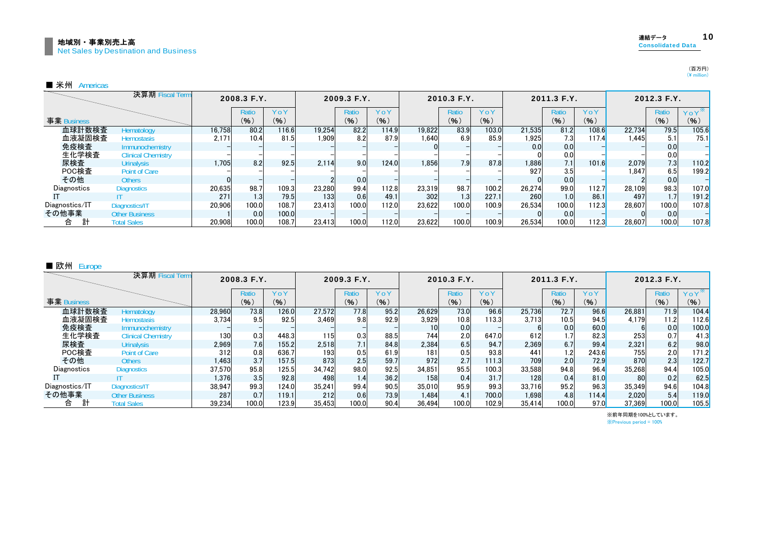## 地域別・事業別売上高
Net Sales by Destination and Business

連結データ Consolidated Data

（百万円）
（¥ million）

### ■ 米州 Americas

| 決算期 Fiscal Term / 事業 Business | | 2008.3 F.Y. | Ratio (%) | YoY (%) | 2009.3 F.Y. | Ratio (%) | YoY (%) | 2010.3 F.Y. | Ratio (%) | YoY (%) | 2011.3 F.Y. | Ratio (%) | YoY (%) | 2012.3 F.Y. | Ratio (%) | YoY※ (%) |
|---|---|---|---|---|---|---|---|---|---|---|---|---|---|---|---|---|
| 血球計数検査 | Hematology | 16,758 | 80.2 | 116.6 | 19,254 | 82.2 | 114.9 | 19,822 | 83.9 | 103.0 | 21,535 | 81.2 | 108.6 | 22,734 | 79.5 | 105.6 |
| 血液凝固検査 | Hemostasis | 2,171 | 10.4 | 81.5 | 1,909 | 8.2 | 87.9 | 1,640 | 6.9 | 85.9 | 1,925 | 7.3 | 117.4 | 1,445 | 5.1 | 75.1 |
| 免疫検査 | Immunochemistry | – | – | – | – | – | – | 0 | – | – | 0.0 | 0.0 | – | – | 0.0 | – |
| 生化学検査 | Clinical Chemistry | – | – | – | – | – | – | – | – | – | 0 | 0.0 | – | – | 0.0 | – |
| 尿検査 | Urinalysis | 1,705 | 8.2 | 92.5 | 2,114 | 9.0 | 124.0 | 1,856 | 7.9 | 87.8 | 1,886 | 7.1 | 101.6 | 2,079 | 7.3 | 110.2 |
| POC検査 | Point of Care | – | – | – | – | – | – | – | – | – | 927 | 3.5 | – | 1,847 | 6.5 | 199.2 |
| その他 | Others | 0 | – | – | 2 | 0.0 | – | – | – | – | 0 | 0.0 | – | 2 | 0.0 | – |
| Diagnostics | Diagnostics | 20,635 | 98.7 | 109.3 | 23,280 | 99.4 | 112.8 | 23,319 | 98.7 | 100.2 | 26,274 | 99.0 | 112.7 | 28,109 | 98.3 | 107.0 |
| IT | IT | 271 | 1.3 | 79.5 | 133 | 0.6 | 49.1 | 302 | 1.3 | 227.1 | 260 | 1.0 | 86.1 | 497 | 1.7 | 191.2 |
| Diagnostics/IT | Diagnostics/IT | 20,906 | 100.0 | 108.7 | 23,413 | 100.0 | 112.0 | 23,622 | 100.0 | 100.9 | 26,534 | 100.0 | 112.3 | 28,607 | 100.0 | 107.8 |
| その他事業 | Other Business | 1 | 0.0 | 100.0 | – | – | – | – | – | – | 0 | 0.0 | – | 0 | 0.0 | – |
| 合　計 | Total Sales | 20,908 | 100.0 | 108.7 | 23,413 | 100.0 | 112.0 | 23,622 | 100.0 | 100.9 | 26,534 | 100.0 | 112.3 | 28,607 | 100.0 | 107.8 |

### ■ 欧州 Europe

| 決算期 Fiscal Term / 事業 Business | | 2008.3 F.Y. | Ratio (%) | YoY (%) | 2009.3 F.Y. | Ratio (%) | YoY (%) | 2010.3 F.Y. | Ratio (%) | YoY (%) | 2011.3 F.Y. | Ratio (%) | YoY (%) | 2012.3 F.Y. | Ratio (%) | YoY※ (%) |
|---|---|---|---|---|---|---|---|---|---|---|---|---|---|---|---|---|
| 血球計数検査 | Hematology | 28,960 | 73.8 | 126.0 | 27,572 | 77.8 | 95.2 | 26,629 | 73.0 | 96.6 | 25,736 | 72.7 | 96.6 | 26,881 | 71.9 | 104.4 |
| 血液凝固検査 | Hemostasis | 3,734 | 9.5 | 92.5 | 3,469 | 9.8 | 92.9 | 3,929 | 10.8 | 113.3 | 3,713 | 10.5 | 94.5 | 4,179 | 11.2 | 112.6 |
| 免疫検査 | Immunochemistry | – | – | – | – | – | – | 10 | 0.0 | – | 6 | 0.0 | 60.0 | 6 | 0.0 | 100.0 |
| 生化学検査 | Clinical Chemistry | 130 | 0.3 | 448.3 | 115 | 0.3 | 88.5 | 744 | 2.0 | 647.0 | 612 | 1.7 | 82.3 | 253 | 0.7 | 41.3 |
| 尿検査 | Urinalysis | 2,969 | 7.6 | 155.2 | 2,518 | 7.1 | 84.8 | 2,384 | 6.5 | 94.7 | 2,369 | 6.7 | 99.4 | 2,321 | 6.2 | 98.0 |
| POC検査 | Point of Care | 312 | 0.8 | 636.7 | 193 | 0.5 | 61.9 | 181 | 0.5 | 93.8 | 441 | 1.2 | 243.6 | 755 | 2.0 | 171.2 |
| その他 | Others | 1,463 | 3.7 | 157.5 | 873 | 2.5 | 59.7 | 972 | 2.7 | 111.3 | 709 | 2.0 | 72.9 | 870 | 2.3 | 122.7 |
| Diagnostics | Diagnostics | 37,570 | 95.8 | 125.5 | 34,742 | 98.0 | 92.5 | 34,851 | 95.5 | 100.3 | 33,588 | 94.8 | 96.4 | 35,268 | 94.4 | 105.0 |
| IT | IT | 1,376 | 3.5 | 92.8 | 498 | 1.4 | 36.2 | 158 | 0.4 | 31.7 | 128 | 0.4 | 81.0 | 80 | 0.2 | 62.5 |
| Diagnostics/IT | Diagnostics/IT | 38,947 | 99.3 | 124.0 | 35,241 | 99.4 | 90.5 | 35,010 | 95.9 | 99.3 | 33,716 | 95.2 | 96.3 | 35,349 | 94.6 | 104.8 |
| その他事業 | Other Business | 287 | 0.7 | 119.1 | 212 | 0.6 | 73.9 | 1,484 | 4.1 | 700.0 | 1,698 | 4.8 | 114.4 | 2,020 | 5.4 | 119.0 |
| 合　計 | Total Sales | 39,234 | 100.0 | 123.9 | 35,453 | 100.0 | 90.4 | 36,494 | 100.0 | 102.9 | 35,414 | 100.0 | 97.0 | 37,369 | 100.0 | 105.5 |

※前年同期を100%としています。
※Previous period = 100%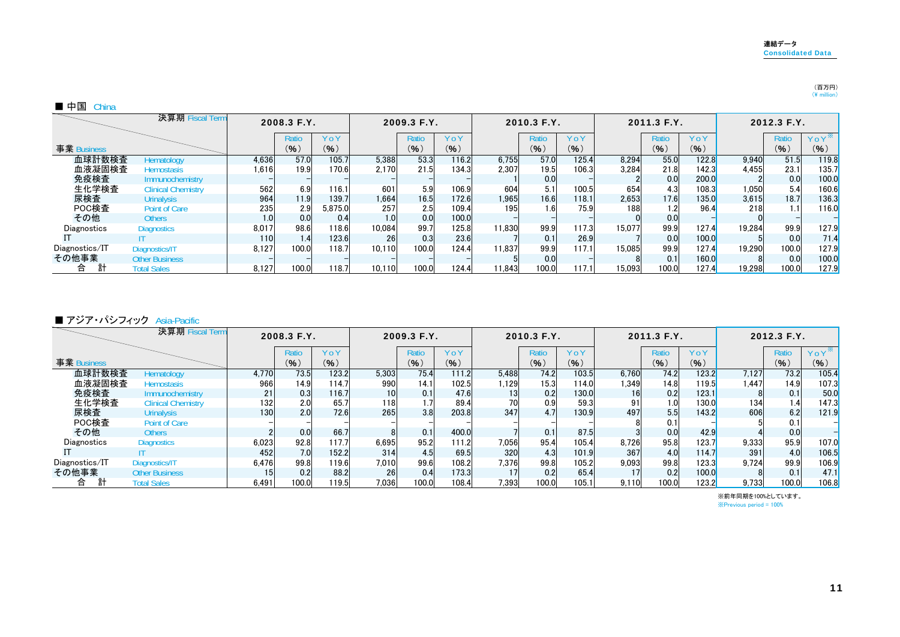連結データ
Consolidated Data

（百万円）
（¥ million）

■ 中国 China

| 決算期 Fiscal Term / 事業 Business | | 2008.3 F.Y. | | | 2009.3 F.Y. | | | 2010.3 F.Y. | | | 2011.3 F.Y. | | | 2012.3 F.Y. | | |
|---|---|---|---|---|---|---|---|---|---|---|---|---|---|---|---|---|
| | | | Ratio (%) | YoY (%) | | Ratio (%) | YoY (%) | | Ratio (%) | YoY (%) | | Ratio (%) | YoY (%) | | Ratio (%) | YoY※ (%) |
| 血球計数検査 | Hematology | 4,636 | 57.0 | 105.7 | 5,388 | 53.3 | 116.2 | 6,755 | 57.0 | 125.4 | 8,294 | 55.0 | 122.8 | 9,940 | 51.5 | 119.8 |
| 血液凝固検査 | Hemostasis | 1,616 | 19.9 | 170.6 | 2,170 | 21.5 | 134.3 | 2,307 | 19.5 | 106.3 | 3,284 | 21.8 | 142.3 | 4,455 | 23.1 | 135.7 |
| 免疫検査 | Immunochemistry | – | – | – | – | – | – | 1 | 0.0 | – | 2 | 0.0 | 200.0 | 2 | 0.0 | 100.0 |
| 生化学検査 | Clinical Chemistry | 562 | 6.9 | 116.1 | 601 | 5.9 | 106.9 | 604 | 5.1 | 100.5 | 654 | 4.3 | 108.3 | 1,050 | 5.4 | 160.6 |
| 尿検査 | Urinalysis | 964 | 11.9 | 139.7 | 1,664 | 16.5 | 172.6 | 1,965 | 16.6 | 118.1 | 2,653 | 17.6 | 135.0 | 3,615 | 18.7 | 136.3 |
| POC検査 | Point of Care | 235 | 2.9 | 5,875.0 | 257 | 2.5 | 109.4 | 195 | 1.6 | 75.9 | 188 | 1.2 | 96.4 | 218 | 1.1 | 116.0 |
| その他 | Others | 1.0 | 0.0 | 0.4 | 1.0 | 0.0 | 100.0 | – | – | – | 0 | 0.0 | – | 0 | – | – |
| Diagnostics | Diagnostics | 8,017 | 98.6 | 118.6 | 10,084 | 99.7 | 125.8 | 11,830 | 99.9 | 117.3 | 15,077 | 99.9 | 127.4 | 19,284 | 99.9 | 127.9 |
| IT | IT | 110 | 1.4 | 123.6 | 26 | 0.3 | 23.6 | 7 | 0.1 | 26.9 | 7 | 0.0 | 100.0 | 5 | 0.0 | 71.4 |
| Diagnostics/IT | Diagnostics/IT | 8,127 | 100.0 | 118.7 | 10,110 | 100.0 | 124.4 | 11,837 | 99.9 | 117.1 | 15,085 | 99.9 | 127.4 | 19,290 | 100.0 | 127.9 |
| その他事業 | Other Business | – | – | – | – | – | – | 5 | 0.0 | – | 8 | 0.1 | 160.0 | 8 | 0.0 | 100.0 |
| 合計 | Total Sales | 8,127 | 100.0 | 118.7 | 10,110 | 100.0 | 124.4 | 11,843 | 100.0 | 117.1 | 15,093 | 100.0 | 127.4 | 19,298 | 100.0 | 127.9 |

■ アジア・パシフィック Asia-Pacific

| 決算期 Fiscal Term / 事業 Business | | 2008.3 F.Y. | | | 2009.3 F.Y. | | | 2010.3 F.Y. | | | 2011.3 F.Y. | | | 2012.3 F.Y. | | |
|---|---|---|---|---|---|---|---|---|---|---|---|---|---|---|---|---|
| | | | Ratio (%) | YoY (%) | | Ratio (%) | YoY (%) | | Ratio (%) | YoY (%) | | Ratio (%) | YoY (%) | | Ratio (%) | YoY※ (%) |
| 血球計数検査 | Hematology | 4,770 | 73.5 | 123.2 | 5,303 | 75.4 | 111.2 | 5,488 | 74.2 | 103.5 | 6,760 | 74.2 | 123.2 | 7,127 | 73.2 | 105.4 |
| 血液凝固検査 | Hemostasis | 966 | 14.9 | 114.7 | 990 | 14.1 | 102.5 | 1,129 | 15.3 | 114.0 | 1,349 | 14.8 | 119.5 | 1,447 | 14.9 | 107.3 |
| 免疫検査 | Immunochemistry | 21 | 0.3 | 116.7 | 10 | 0.1 | 47.6 | 13 | 0.2 | 130.0 | 16 | 0.2 | 123.1 | 8 | 0.1 | 50.0 |
| 生化学検査 | Clinical Chemistry | 132 | 2.0 | 65.7 | 118 | 1.7 | 89.4 | 70 | 0.9 | 59.3 | 91 | 1.0 | 130.0 | 134 | 1.4 | 147.3 |
| 尿検査 | Urinalysis | 130 | 2.0 | 72.6 | 265 | 3.8 | 203.8 | 347 | 4.7 | 130.9 | 497 | 5.5 | 143.2 | 606 | 6.2 | 121.9 |
| POC検査 | Point of Care | – | – | – | – | – | – | – | – | – | 8 | 0.1 | – | 5 | 0.1 | – |
| その他 | Others | 2 | 0.0 | 66.7 | 8 | 0.1 | 400.0 | 7 | 0.1 | 87.5 | 3 | 0.0 | 42.9 | 4 | 0.0 | – |
| Diagnostics | Diagnostics | 6,023 | 92.8 | 117.7 | 6,695 | 95.2 | 111.2 | 7,056 | 95.4 | 105.4 | 8,726 | 95.8 | 123.7 | 9,333 | 95.9 | 107.0 |
| IT | IT | 452 | 7.0 | 152.2 | 314 | 4.5 | 69.5 | 320 | 4.3 | 101.9 | 367 | 4.0 | 114.7 | 391 | 4.0 | 106.5 |
| Diagnostics/IT | Diagnostics/IT | 6,476 | 99.8 | 119.6 | 7,010 | 99.6 | 108.2 | 7,376 | 99.8 | 105.2 | 9,093 | 99.8 | 123.3 | 9,724 | 99.9 | 106.9 |
| その他事業 | Other Business | 15 | 0.2 | 88.2 | 26 | 0.4 | 173.3 | 17 | 0.2 | 65.4 | 17 | 0.2 | 100.0 | 8 | 0.1 | 47.1 |
| 合計 | Total Sales | 6,491 | 100.0 | 119.5 | 7,036 | 100.0 | 108.4 | 7,393 | 100.0 | 105.1 | 9,110 | 100.0 | 123.2 | 9,733 | 100.0 | 106.8 |

※前年同期を100%としています。
※Previous period = 100%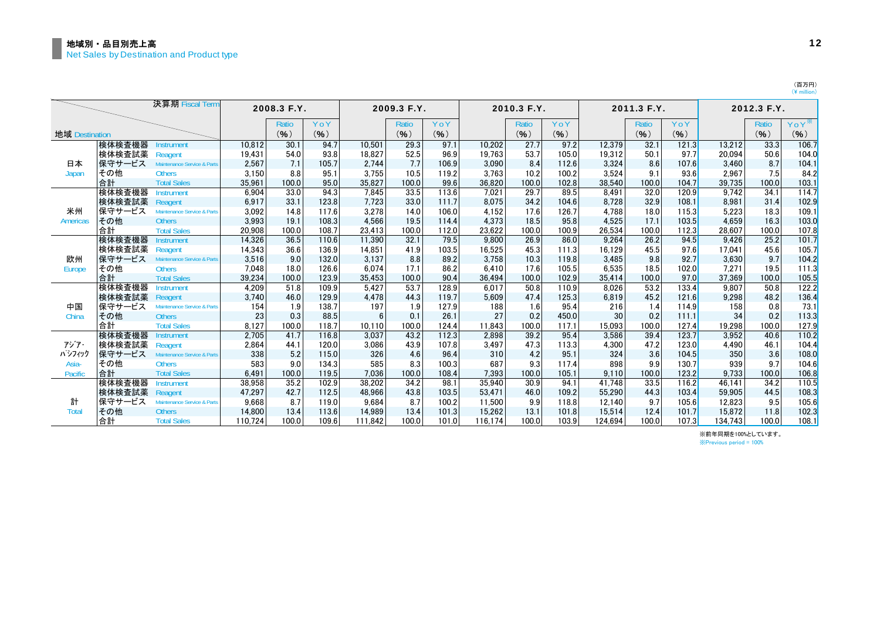## 地域別・品目別売上高
Net Sales by Destination and Product type

（百万円）
（¥ million）

| 地域 Destination | 決算期 Fiscal Term | | 2008.3 F.Y. | Ratio (%) | YoY (%) | 2009.3 F.Y. | Ratio (%) | YoY (%) | 2010.3 F.Y. | Ratio (%) | YoY (%) | 2011.3 F.Y. | Ratio (%) | YoY (%) | 2012.3 F.Y. | Ratio (%) | YoY※ (%) |
|---|---|---|---|---|---|---|---|---|---|---|---|---|---|---|---|---|---|
| 日本 Japan | 検体検査機器 | Instrument | 10,812 | 30.1 | 94.7 | 10,501 | 29.3 | 97.1 | 10,202 | 27.7 | 97.2 | 12,379 | 32.1 | 121.3 | 13,212 | 33.3 | 106.7 |
| | 検体検査試薬 | Reagent | 19,431 | 54.0 | 93.8 | 18,827 | 52.5 | 96.9 | 19,763 | 53.7 | 105.0 | 19,312 | 50.1 | 97.7 | 20,094 | 50.6 | 104.0 |
| | 保守サービス | Maintenance Service & Parts | 2,567 | 7.1 | 105.7 | 2,744 | 7.7 | 106.9 | 3,090 | 8.4 | 112.6 | 3,324 | 8.6 | 107.6 | 3,460 | 8.7 | 104.1 |
| | その他 | Others | 3,150 | 8.8 | 95.1 | 3,755 | 10.5 | 119.2 | 3,763 | 10.2 | 100.2 | 3,524 | 9.1 | 93.6 | 2,967 | 7.5 | 84.2 |
| | 合計 | Total Sales | 35,961 | 100.0 | 95.0 | 35,827 | 100.0 | 99.6 | 36,820 | 100.0 | 102.8 | 38,540 | 100.0 | 104.7 | 39,735 | 100.0 | 103.1 |
| 米州 Americas | 検体検査機器 | Instrument | 6,904 | 33.0 | 94.3 | 7,845 | 33.5 | 113.6 | 7,021 | 29.7 | 89.5 | 8,491 | 32.0 | 120.9 | 9,742 | 34.1 | 114.7 |
| | 検体検査試薬 | Reagent | 6,917 | 33.1 | 123.8 | 7,723 | 33.0 | 111.7 | 8,075 | 34.2 | 104.6 | 8,728 | 32.9 | 108.1 | 8,981 | 31.4 | 102.9 |
| | 保守サービス | Maintenance Service & Parts | 3,092 | 14.8 | 117.6 | 3,278 | 14.0 | 106.0 | 4,152 | 17.6 | 126.7 | 4,788 | 18.0 | 115.3 | 5,223 | 18.3 | 109.1 |
| | その他 | Others | 3,993 | 19.1 | 108.3 | 4,566 | 19.5 | 114.4 | 4,373 | 18.5 | 95.8 | 4,525 | 17.1 | 103.5 | 4,659 | 16.3 | 103.0 |
| | 合計 | Total Sales | 20,908 | 100.0 | 108.7 | 23,413 | 100.0 | 112.0 | 23,622 | 100.0 | 100.9 | 26,534 | 100.0 | 112.3 | 28,607 | 100.0 | 107.8 |
| 欧州 Europe | 検体検査機器 | Instrument | 14,326 | 36.5 | 110.6 | 11,390 | 32.1 | 79.5 | 9,800 | 26.9 | 86.0 | 9,264 | 26.2 | 94.5 | 9,426 | 25.2 | 101.7 |
| | 検体検査試薬 | Reagent | 14,343 | 36.6 | 136.9 | 14,851 | 41.9 | 103.5 | 16,525 | 45.3 | 111.3 | 16,129 | 45.5 | 97.6 | 17,041 | 45.6 | 105.7 |
| | 保守サービス | Maintenance Service & Parts | 3,516 | 9.0 | 132.0 | 3,137 | 8.8 | 89.2 | 3,758 | 10.3 | 119.8 | 3,485 | 9.8 | 92.7 | 3,630 | 9.7 | 104.2 |
| | その他 | Others | 7,048 | 18.0 | 126.6 | 6,074 | 17.1 | 86.2 | 6,410 | 17.6 | 105.5 | 6,535 | 18.5 | 102.0 | 7,271 | 19.5 | 111.3 |
| | 合計 | Total Sales | 39,234 | 100.0 | 123.9 | 35,453 | 100.0 | 90.4 | 36,494 | 100.0 | 102.9 | 35,414 | 100.0 | 97.0 | 37,369 | 100.0 | 105.5 |
| 中国 China | 検体検査機器 | Instrument | 4,209 | 51.8 | 109.9 | 5,427 | 53.7 | 128.9 | 6,017 | 50.8 | 110.9 | 8,026 | 53.2 | 133.4 | 9,807 | 50.8 | 122.2 |
| | 検体検査試薬 | Reagent | 3,740 | 46.0 | 129.9 | 4,478 | 44.3 | 119.7 | 5,609 | 47.4 | 125.3 | 6,819 | 45.2 | 121.6 | 9,298 | 48.2 | 136.4 |
| | 保守サービス | Maintenance Service & Parts | 154 | 1.9 | 138.7 | 197 | 1.9 | 127.9 | 188 | 1.6 | 95.4 | 216 | 1.4 | 114.9 | 158 | 0.8 | 73.1 |
| | その他 | Others | 23 | 0.3 | 88.5 | 6 | 0.1 | 26.1 | 27 | 0.2 | 450.0 | 30 | 0.2 | 111.1 | 34 | 0.2 | 113.3 |
| | 合計 | Total Sales | 8,127 | 100.0 | 118.7 | 10,110 | 100.0 | 124.4 | 11,843 | 100.0 | 117.1 | 15,093 | 100.0 | 127.4 | 19,298 | 100.0 | 127.9 |
| ｱｼﾞｱ･ﾊﾟｼﾌｨｯｸ Asia-Pacific | 検体検査機器 | Instrument | 2,705 | 41.7 | 116.8 | 3,037 | 43.2 | 112.3 | 2,898 | 39.2 | 95.4 | 3,586 | 39.4 | 123.7 | 3,952 | 40.6 | 110.2 |
| | 検体検査試薬 | Reagent | 2,864 | 44.1 | 120.0 | 3,086 | 43.9 | 107.8 | 3,497 | 47.3 | 113.3 | 4,300 | 47.2 | 123.0 | 4,490 | 46.1 | 104.4 |
| | 保守サービス | Maintenance Service & Parts | 338 | 5.2 | 115.0 | 326 | 4.6 | 96.4 | 310 | 4.2 | 95.1 | 324 | 3.6 | 104.5 | 350 | 3.6 | 108.0 |
| | その他 | Others | 583 | 9.0 | 134.3 | 585 | 8.3 | 100.3 | 687 | 9.3 | 117.4 | 898 | 9.9 | 130.7 | 939 | 9.7 | 104.6 |
| | 合計 | Total Sales | 6,491 | 100.0 | 119.5 | 7,036 | 100.0 | 108.4 | 7,393 | 100.0 | 105.1 | 9,110 | 100.0 | 123.2 | 9,733 | 100.0 | 106.8 |
| 計 Total | 検体検査機器 | Instrument | 38,958 | 35.2 | 102.9 | 38,202 | 34.2 | 98.1 | 35,940 | 30.9 | 94.1 | 41,748 | 33.5 | 116.2 | 46,141 | 34.2 | 110.5 |
| | 検体検査試薬 | Reagent | 47,297 | 42.7 | 112.5 | 48,966 | 43.8 | 103.5 | 53,471 | 46.0 | 109.2 | 55,290 | 44.3 | 103.4 | 59,905 | 44.5 | 108.3 |
| | 保守サービス | Maintenance Service & Parts | 9,668 | 8.7 | 119.0 | 9,684 | 8.7 | 100.2 | 11,500 | 9.9 | 118.8 | 12,140 | 9.7 | 105.6 | 12,823 | 9.5 | 105.6 |
| | その他 | Others | 14,800 | 13.4 | 113.6 | 14,989 | 13.4 | 101.3 | 15,262 | 13.1 | 101.8 | 15,514 | 12.4 | 101.7 | 15,872 | 11.8 | 102.3 |
| | 合計 | Total Sales | 110,724 | 100.0 | 109.6 | 111,842 | 100.0 | 101.0 | 116,174 | 100.0 | 103.9 | 124,694 | 100.0 | 107.3 | 134,743 | 100.0 | 108.1 |

※前年同期を100%としています。
※Previous period = 100%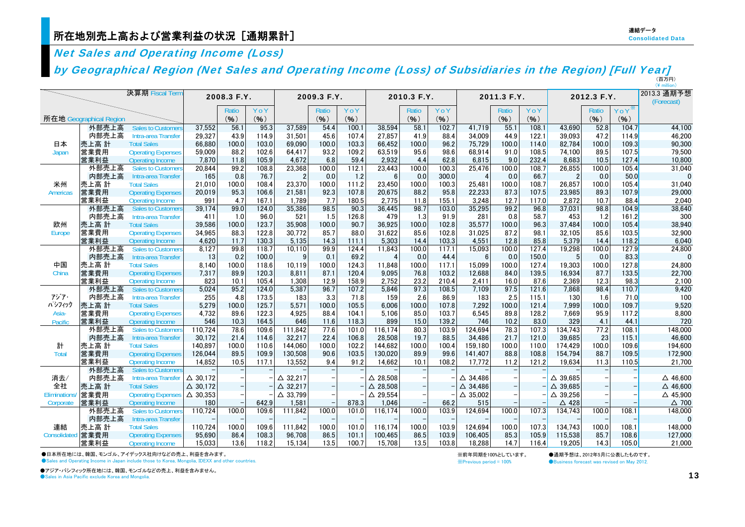# 所在地別売上高および営業利益の状況［通期累計］

連結データ
Consolidated Data

## Net Sales and Operating Income (Loss)

## by Geographical Region (Net Sales and Operating Income (Loss) of Subsidiaries in the Region) [Full Year]

（百万円）
(¥ million)

| 所在地 Geographical Region | | 決算期 Fiscal Term | 2008.3 F.Y. | Ratio (%) | YoY (%) | 2009.3 F.Y. | Ratio (%) | YoY (%) | 2010.3 F.Y. | Ratio (%) | YoY (%) | 2011.3 F.Y. | Ratio (%) | YoY (%) | 2012.3 F.Y. | Ratio (%) | YoY※ (%) | 2013.3 通期予想 (Forecast) |
|---|---|---|---|---|---|---|---|---|---|---|---|---|---|---|---|---|---|---|
| 日本 Japan | 外部売上高 | Sales to Customers | 37,552 | 56.1 | 95.3 | 37,589 | 54.4 | 100.1 | 38,594 | 58.1 | 102.7 | 41,719 | 55.1 | 108.1 | 43,690 | 52.8 | 104.7 | 44,100 |
| | 内部売上高 | Intra-area Transfer | 29,327 | 43.9 | 114.9 | 31,501 | 45.6 | 107.4 | 27,857 | 41.9 | 88.4 | 34,009 | 44.9 | 122.1 | 39,093 | 47.2 | 114.9 | 46,200 |
| | 売上高 計 | Total Sales | 66,880 | 100.0 | 103.0 | 69,090 | 100.0 | 103.3 | 66,452 | 100.0 | 96.2 | 75,729 | 100.0 | 114.0 | 82,784 | 100.0 | 109.3 | 90,300 |
| | 営業費用 | Operating Expenses | 59,009 | 88.2 | 102.6 | 64,417 | 93.2 | 109.2 | 63,519 | 95.6 | 98.6 | 68,914 | 91.0 | 108.5 | 74,100 | 89.5 | 107.5 | 79,500 |
| | 営業利益 | Operating Income | 7,870 | 11.8 | 105.9 | 4,672 | 6.8 | 59.4 | 2,932 | 4.4 | 62.8 | 6,815 | 9.0 | 232.4 | 8,683 | 10.5 | 127.4 | 10,800 |
| 米州 Americas | 外部売上高 | Sales to Customers | 20,844 | 99.2 | 108.8 | 23,368 | 100.0 | 112.1 | 23,443 | 100.0 | 100.3 | 25,476 | 100.0 | 108.7 | 26,855 | 100.0 | 105.4 | 31,040 |
| | 内部売上高 | Intra-area Transfer | 165 | 0.8 | 76.7 | 2 | 0.0 | 1.2 | 6 | 0.0 | 300.0 | 4 | 0.0 | 66.7 | 2 | 0.0 | 50.0 | 0 |
| | 売上高 計 | Total Sales | 21,010 | 100.0 | 108.4 | 23,370 | 100.0 | 111.2 | 23,450 | 100.0 | 100.3 | 25,481 | 100.0 | 108.7 | 26,857 | 100.0 | 105.4 | 31,040 |
| | 営業費用 | Operating Expenses | 20,019 | 95.3 | 106.6 | 21,581 | 92.3 | 107.8 | 20,675 | 88.2 | 95.8 | 22,233 | 87.3 | 107.5 | 23,985 | 89.3 | 107.9 | 29,000 |
| | 営業利益 | Operating Income | 991 | 4.7 | 167.1 | 1,789 | 7.7 | 180.5 | 2,775 | 11.8 | 155.1 | 3,248 | 12.7 | 117.0 | 2,872 | 10.7 | 88.4 | 2,040 |
| 欧州 Europe | 外部売上高 | Sales to Customers | 39,174 | 99.0 | 124.0 | 35,386 | 98.5 | 90.3 | 36,445 | 98.7 | 103.0 | 35,295 | 99.2 | 96.8 | 37,031 | 98.8 | 104.9 | 38,640 |
| | 内部売上高 | Intra-area Transfer | 411 | 1.0 | 96.0 | 521 | 1.5 | 126.8 | 479 | 1.3 | 91.9 | 281 | 0.8 | 58.7 | 453 | 1.2 | 161.2 | 300 |
| | 売上高 計 | Total Sales | 39,586 | 100.0 | 123.7 | 35,908 | 100.0 | 90.7 | 36,925 | 100.0 | 102.8 | 35,577 | 100.0 | 96.3 | 37,484 | 100.0 | 105.4 | 38,940 |
| | 営業費用 | Operating Expenses | 34,965 | 88.3 | 122.8 | 30,772 | 85.7 | 88.0 | 31,622 | 85.6 | 102.8 | 31,025 | 87.2 | 98.1 | 32,105 | 85.6 | 103.5 | 32,900 |
| | 営業利益 | Operating Income | 4,620 | 11.7 | 130.3 | 5,135 | 14.3 | 111.1 | 5,303 | 14.4 | 103.3 | 4,551 | 12.8 | 85.8 | 5,379 | 14.4 | 118.2 | 6,040 |
| 中国 China | 外部売上高 | Sales to Customers | 8,127 | 99.8 | 118.7 | 10,110 | 99.9 | 124.4 | 11,843 | 100.0 | 117.1 | 15,093 | 100.0 | 127.4 | 19,298 | 100.0 | 127.9 | 24,800 |
| | 内部売上高 | Intra-area Transfer | 13 | 0.2 | 100.0 | 9 | 0.1 | 69.2 | 4 | 0.0 | 44.4 | 6 | 0.0 | 150.0 | 5 | 0.0 | 83.3 | 0 |
| | 売上高 計 | Total Sales | 8,140 | 100.0 | 118.6 | 10,119 | 100.0 | 124.3 | 11,848 | 100.0 | 117.1 | 15,099 | 100.0 | 127.4 | 19,303 | 100.0 | 127.8 | 24,800 |
| | 営業費用 | Operating Expenses | 7,317 | 89.9 | 120.3 | 8,811 | 87.1 | 120.4 | 9,095 | 76.8 | 103.2 | 12,688 | 84.0 | 139.5 | 16,934 | 87.7 | 133.5 | 22,700 |
| | 営業利益 | Operating Income | 823 | 10.1 | 105.4 | 1,308 | 12.9 | 158.9 | 2,752 | 23.2 | 210.4 | 2,411 | 16.0 | 87.6 | 2,369 | 12.3 | 98.3 | 2,100 |
| ｱｼﾞｱ･ﾊﾟｼﾌｨｯｸ Asia-Pacific | 外部売上高 | Sales to Customers | 5,024 | 95.2 | 124.0 | 5,387 | 96.7 | 107.2 | 5,846 | 97.3 | 108.5 | 7,109 | 97.5 | 121.6 | 7,868 | 98.4 | 110.7 | 9,420 |
| | 内部売上高 | Intra-area Transfer | 255 | 4.8 | 173.5 | 183 | 3.3 | 71.8 | 159 | 2.6 | 86.9 | 183 | 2.5 | 115.1 | 130 | 1.6 | 71.0 | 100 |
| | 売上高 計 | Total Sales | 5,279 | 100.0 | 125.7 | 5,571 | 100.0 | 105.5 | 6,006 | 100.0 | 107.8 | 7,292 | 100.0 | 121.4 | 7,999 | 100.0 | 109.7 | 9,520 |
| | 営業費用 | Operating Expenses | 4,732 | 89.6 | 122.3 | 4,925 | 88.4 | 104.1 | 5,106 | 85.0 | 103.7 | 6,545 | 89.8 | 128.2 | 7,669 | 95.9 | 117.2 | 8,800 |
| | 営業利益 | Operating Income | 546 | 10.3 | 164.5 | 646 | 11.6 | 118.3 | 899 | 15.0 | 139.2 | 746 | 10.2 | 83.0 | 329 | 4.1 | 44.1 | 720 |
| 計 Total | 外部売上高 | Sales to Customers | 110,724 | 78.6 | 109.6 | 111,842 | 77.6 | 101.0 | 116,174 | 80.3 | 103.9 | 124,694 | 78.3 | 107.3 | 134,743 | 77.2 | 108.1 | 148,000 |
| | 内部売上高 | Intra-area Transfer | 30,172 | 21.4 | 114.6 | 32,217 | 22.4 | 106.8 | 28,508 | 19.7 | 88.5 | 34,486 | 21.7 | 121.0 | 39,685 | 23 | 115.1 | 46,600 |
| | 売上高 計 | Total Sales | 140,897 | 100.0 | 110.6 | 144,060 | 100.0 | 102.2 | 144,682 | 100.0 | 100.4 | 159,180 | 100.0 | 110.0 | 174,429 | 100.0 | 109.6 | 194,600 |
| | 営業費用 | Operating Expenses | 126,044 | 89.5 | 109.9 | 130,508 | 90.6 | 103.5 | 130,020 | 89.9 | 99.6 | 141,407 | 88.8 | 108.8 | 154,794 | 88.7 | 109.5 | 172,900 |
| | 営業利益 | Operating Income | 14,852 | 10.5 | 117.1 | 13,552 | 9.4 | 91.2 | 14,662 | 10.1 | 108.2 | 17,772 | 11.2 | 121.2 | 19,634 | 11.3 | 110.5 | 21,700 |
| 消去/全社 Eliminations/Corporate | 外部売上高 | Sales to Customers | – | – | – | – | – | – | – | – | – | – | – | – | – | – | – | |
| | 内部売上高 | Intra-area Transfer | △ 30,172 | – | – | △ 32,217 | – | – | △ 28,508 | – | – | △ 34,486 | – | – | △ 39,685 | – | – | △ 46,600 |
| | 売上高 計 | Total Sales | △ 30,172 | – | – | △ 32,217 | – | – | △ 28,508 | – | – | △ 34,486 | – | – | △ 39,685 | – | – | △ 46,600 |
| | 営業費用 | Operating Expenses | △ 30,353 | – | – | △ 33,799 | – | – | △ 29,554 | – | – | △ 35,002 | – | – | △ 39,256 | – | – | △ 45,900 |
| | 営業利益 | Operating Income | 180 | – | 642.9 | 1,581 | – | 878.3 | 1,046 | – | 66.2 | 515 | – | – | △ 428 | – | – | △ 700 |
| 連結 Consolidated | 外部売上高 | Sales to Customers | 110,724 | 100.0 | 109.6 | 111,842 | 100.0 | 101.0 | 116,174 | 100.0 | 103.9 | 124,694 | 100.0 | 107.3 | 134,743 | 100.0 | 108.1 | 148,000 |
| | 内部売上高 | Intra-area Transfer | – | – | – | – | – | – | – | – | – | – | – | – | – | – | – | 0 |
| | 売上高 計 | Total Sales | 110,724 | 100.0 | 109.6 | 111,842 | 100.0 | 101.0 | 116,174 | 100.0 | 103.9 | 124,694 | 100.0 | 107.3 | 134,743 | 100.0 | 108.1 | 148,000 |
| | 営業費用 | Operating Expenses | 95,690 | 86.4 | 108.3 | 96,708 | 86.5 | 101.1 | 100,465 | 86.5 | 103.9 | 106,405 | 85.3 | 105.9 | 115,538 | 85.7 | 108.6 | 127,000 |
| | 営業利益 | Operating Income | 15,033 | 13.6 | 118.2 | 15,134 | 13.5 | 100.7 | 15,708 | 13.5 | 103.8 | 18,288 | 14.7 | 116.4 | 19,205 | 14.3 | 105.0 | 21,000 |

●日本所在地には、韓国、モンゴル、アイデックス社向けなどの売上、利益を含みます。
●Sales and Operating Income in Japan include those to Korea, Mongolia, IDEXX and other countries.

●アジア・パシフィック所在地には、韓国、モンゴルなどの売上、利益を含みません。
●Sales in Asia Pacific exclude Korea and Mongolia.

※前年同期を100%としています。
※Previous period = 100%

●通期予想は、2012年5月に公表したものです。
●Business forecast was revised on May 2012.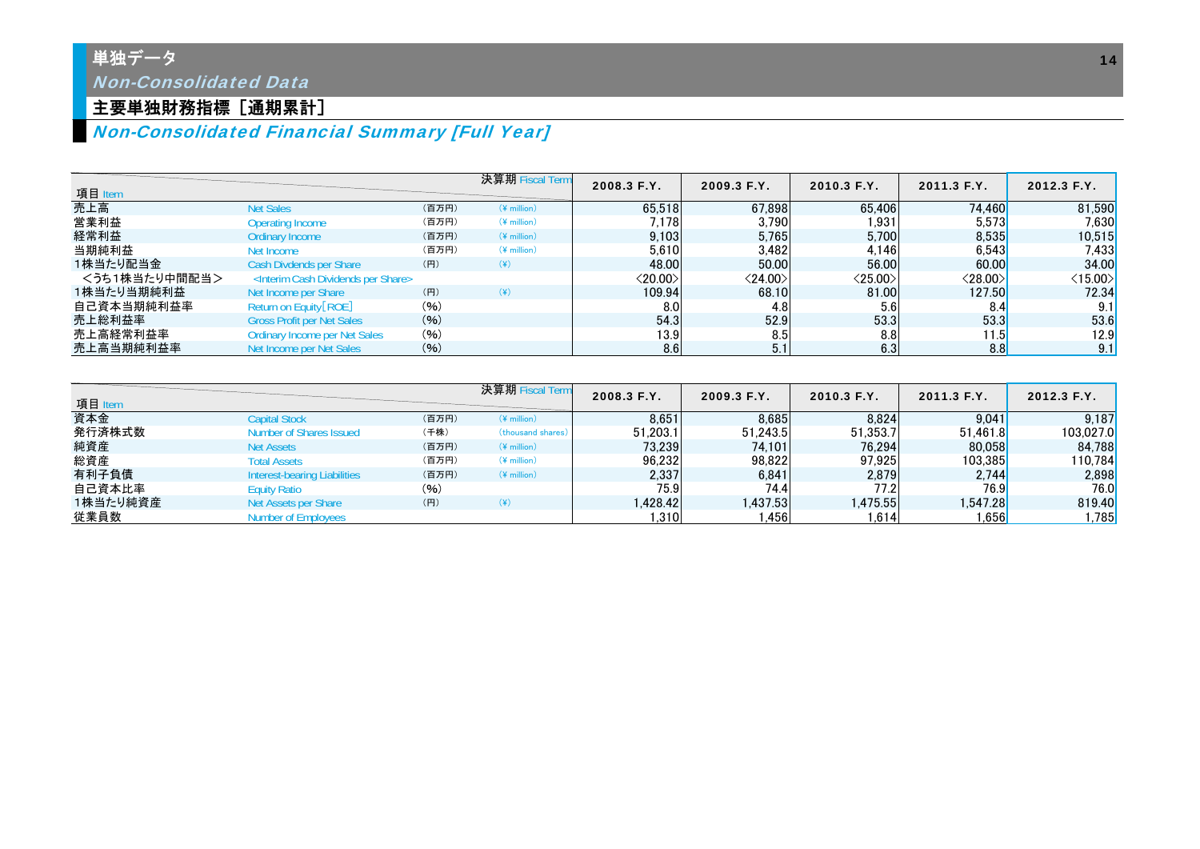# 単独データ
## *Non-Consolidated Data*

### 主要単独財務指標［通期累計］
### *Non-Consolidated Financial Summary [Full Year]*

| 項目 Item | | | 決算期 Fiscal Term | 2008.3 F.Y. | 2009.3 F.Y. | 2010.3 F.Y. | 2011.3 F.Y. | 2012.3 F.Y. |
|---|---|---|---|---|---|---|---|---|
| 売上高 | Net Sales | (百万円) | (¥ million) | 65,518 | 67,898 | 65,406 | 74,460 | 81,590 |
| 営業利益 | Operating Income | (百万円) | (¥ million) | 7,178 | 3,790 | 1,931 | 5,573 | 7,630 |
| 経常利益 | Ordinary Income | (百万円) | (¥ million) | 9,103 | 5,765 | 5,700 | 8,535 | 10,515 |
| 当期純利益 | Net Income | (百万円) | (¥ million) | 5,610 | 3,482 | 4,146 | 6,543 | 7,433 |
| 1株当たり配当金 | Cash Dividends per Share | (円) | (¥) | 48.00 | 50.00 | 56.00 | 60.00 | 34.00 |
| <うち1株当たり中間配当> | <Interim Cash Dividends per Share> | | | <20.00> | <24.00> | <25.00> | <28.00> | <15.00> |
| 1株当たり当期純利益 | Net Income per Share | (円) | (¥) | 109.94 | 68.10 | 81.00 | 127.50 | 72.34 |
| 自己資本当期純利益率 | Return on Equity[ROE] | (%) | | 8.0 | 4.8 | 5.6 | 8.4 | 9.1 |
| 売上総利益率 | Gross Profit per Net Sales | (%) | | 54.3 | 52.9 | 53.3 | 53.3 | 53.6 |
| 売上高経常利益率 | Ordinary Income per Net Sales | (%) | | 13.9 | 8.5 | 8.8 | 11.5 | 12.9 |
| 売上高当期純利益率 | Net Income per Net Sales | (%) | | 8.6 | 5.1 | 6.3 | 8.8 | 9.1 |

| 項目 Item | | | 決算期 Fiscal Term | 2008.3 F.Y. | 2009.3 F.Y. | 2010.3 F.Y. | 2011.3 F.Y. | 2012.3 F.Y. |
|---|---|---|---|---|---|---|---|---|
| 資本金 | Capital Stock | (百万円) | (¥ million) | 8,651 | 8,685 | 8,824 | 9,041 | 9,187 |
| 発行済株式数 | Number of Shares Issued | (千株) | (thousand shares) | 51,203.1 | 51,243.5 | 51,353.7 | 51,461.8 | 103,027.0 |
| 純資産 | Net Assets | (百万円) | (¥ million) | 73,239 | 74,101 | 76,294 | 80,058 | 84,788 |
| 総資産 | Total Assets | (百万円) | (¥ million) | 96,232 | 98,822 | 97,925 | 103,385 | 110,784 |
| 有利子負債 | Interest-bearing Liabilities | (百万円) | (¥ million) | 2,337 | 6,841 | 2,879 | 2,744 | 2,898 |
| 自己資本比率 | Equity Ratio | (%) | | 75.9 | 74.4 | 77.2 | 76.9 | 76.0 |
| 1株当たり純資産 | Net Assets per Share | (円) | (¥) | 1,428.42 | 1,437.53 | 1,475.55 | 1,547.28 | 819.40 |
| 従業員数 | Number of Employees | | | 1,310 | 1,456 | 1,614 | 1,656 | 1,785 |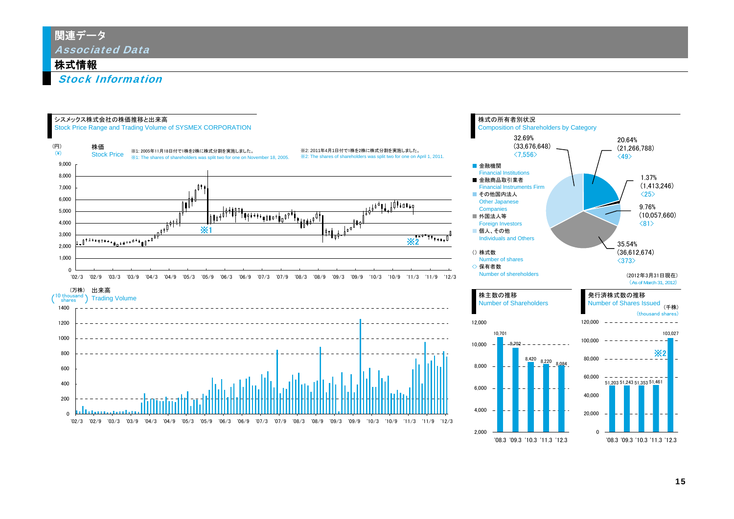# 関連データ
*Associated Data*

## 株式情報
## *Stock Information*

### シスメックス株式会社の株価推移と出来高
Stock Price Range and Trading Volume of SYSMEX CORPORATION

（円）
（¥）
株価
Stock Price

※1: 2005年11月18日付で1株を2株に株式分割を実施しました。
※1: The shares of shareholders was split two for one on November 18, 2005.

※2: 2011年4月1日付で1株を2株に株式分割を実施しました。
※2: The shares of shareholders was split two for one on April 1, 2011.

9,000
8,000
7,000
6,000
5,000
4,000
3,000
2,000
1,000
0

※1
※2

'02/3 '02/9 '03/3 '03/9 '04/3 '04/9 '05/3 '05/9 '06/3 '06/9 '07/3 '07/9 '08/3 '08/9 '09/3 '09/9 '10/3 '10/9 '11/3 '11/9 '12/3

（万株）
(10 thousand shares)
出来高
Trading Volume

1400
1200
1000
800
600
400
200
0

'02/3 '02/9 '03/3 '03/9 '04/3 '04/9 '05/3 '05/9 '06/3 '06/9 '07/3 '07/9 '08/3 '08/9 '09/3 '09/9 '10/3 '10/9 '11/3 '11/9 '12/3

### 株式の所有者別状況
Composition of Shareholders by Category

■ 金融機関
Financial Institutions
■ 金融商品取引業者
Financial Instruments Firm
■ その他国内法人
Other Japanese Companies
■ 外国法人等
Foreign Investors
■ 個人、その他
Individuals and Others

（）株式数
Number of shares
◇ 保有者数
Number of shereholders

32.69%
(33,676,648)
<7,556>

20.64%
(21,266,788)
<49>

1.37%
(1,413,246)
<25>

9.76%
(10,057,660)
<81>

35.54%
(36,612,674)
<373>

（2012年3月31日現在）
（As of March 31, 2012）

### 株主数の推移
Number of Shareholders

12,000
10,000
8,000
6,000
4,000
2,000

10,701
9,702
8,420
8,220
8,084

'08.3 '09.3 '10.3 '11.3 '12.3

### 発行済株式数の推移
Number of Shares Issued

（千株）
(thousand shares)

120,000
100,000
80,000
60,000
40,000
20,000
0

51,203 51,243 51,353 51,461 103,027

※2

'08.3 '09.3 '10.3 '11.3 '12.3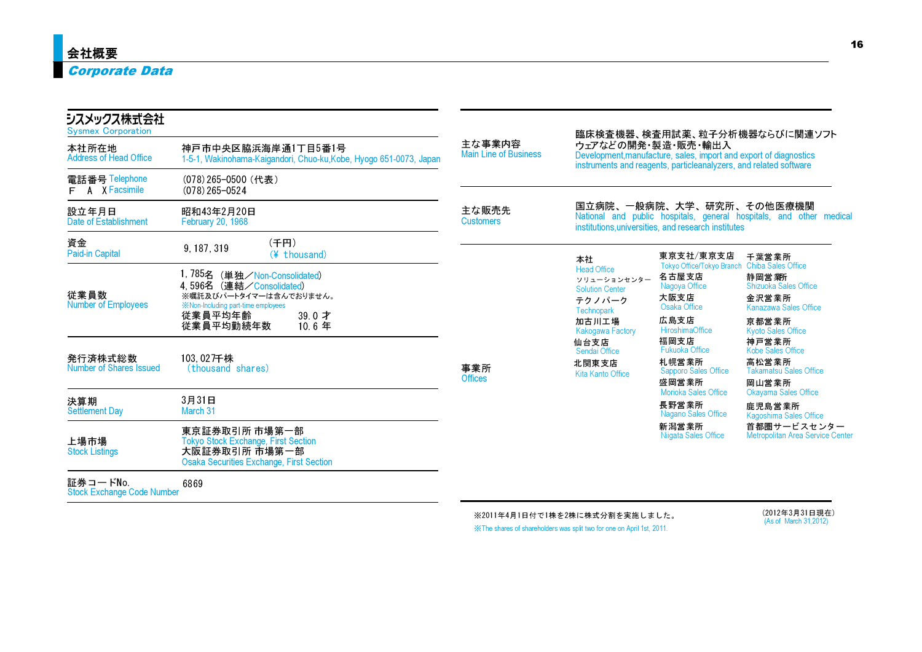# 会社概要
## Corporate Data

| シスメックス株式会社<br>Sysmex Corporation | |
|---|---|
| 本社所在地<br>Address of Head Office | 神戸市中央区脇浜海岸通1丁目5番1号<br>1-5-1, Wakinohama-Kaigandori, Chuo-ku,Kobe, Hyogo 651-0073, Japan |
| 電話番号 Telephone<br>F A X Facsimile | (078) 265-0500（代表）<br>(078) 265-0524 |
| 設立年月日<br>Date of Establishment | 昭和43年2月20日<br>February 20, 1968 |
| 資金<br>Paid-in Capital | 9, 187, 319 （千円）(¥ thousand) |
| 従業員数<br>Number of Employees | 1, 785名（単独／Non-Consolidated)<br>4, 596名（連結／Consolidated)<br>※嘱託及びパートタイマーは含んでおりません。<br>※Non-Including part-time employees<br>従業員平均年齢 39. 0 才<br>従業員平均勤続年数 10. 6 年 |
| 発行済株式総数<br>Number of Shares Issued | 103, 027千株<br>(thousand shares) |
| 決算期<br>Settlement Day | 3月31日<br>March 31 |
| 上場市場<br>Stock Listings | 東京証券取引所 市場第一部<br>Tokyo Stock Exchange, First Section<br>大阪証券取引所 市場第一部<br>Osaka Securities Exchange, First Section |
| 証券コードNo.<br>Stock Exchange Code Number | 6869 |

| | |
|---|---|
| 主な事業内容<br>Main Line of Business | 臨床検査機器、検査用試薬、粒子分析機器ならびに関連ソフトウェアなどの開発・製造・販売・輸出入<br>Development,manufacture, sales, import and export of diagnostics instruments and reagents, particleanalyzers, and related software |
| 主な販売先<br>Customers | 国立病院、一般病院、大学、研究所、その他医療機関<br>National and public hospitals, general hospitals, and other medical institutions,universities, and research institutes |
| 事業所<br>Offices | 本社 Head Office<br>ソリューションセンター Solution Center<br>テクノパーク Technopark<br>加古川工場 Kakogawa Factory<br>仙台支店 Sendai Office<br>北関東支店 Kita Kanto Office<br>東京支社/東京支店 Tokyo Office/Tokyo Branch<br>名古屋支店 Nagoya Office<br>大阪支店 Osaka Office<br>広島支店 HiroshimaOffice<br>福岡支店 Fukuoka Office<br>札幌営業所 Sapporo Sales Office<br>盛岡営業所 Morioka Sales Office<br>長野営業所 Nagano Sales Office<br>新潟営業所 Niigata Sales Office<br>千葉営業所 Chiba Sales Office<br>静岡営業所 Shizuoka Sales Office<br>金沢営業所 Kanazawa Sales Office<br>京都営業所 Kyoto Sales Office<br>神戸営業所 Kobe Sales Office<br>高松営業所 Takamatsu Sales Office<br>岡山営業所 Okayama Sales Office<br>鹿児島営業所 Kagoshima Sales Office<br>首都圏サービスセンター Metropolitan Area Service Center |

※2011年4月1日付で1株を2株に株式分割を実施しました。
※The shares of shareholders was split two for one on April 1st, 2011.

（2012年3月31日現在）
(As of March 31,2012)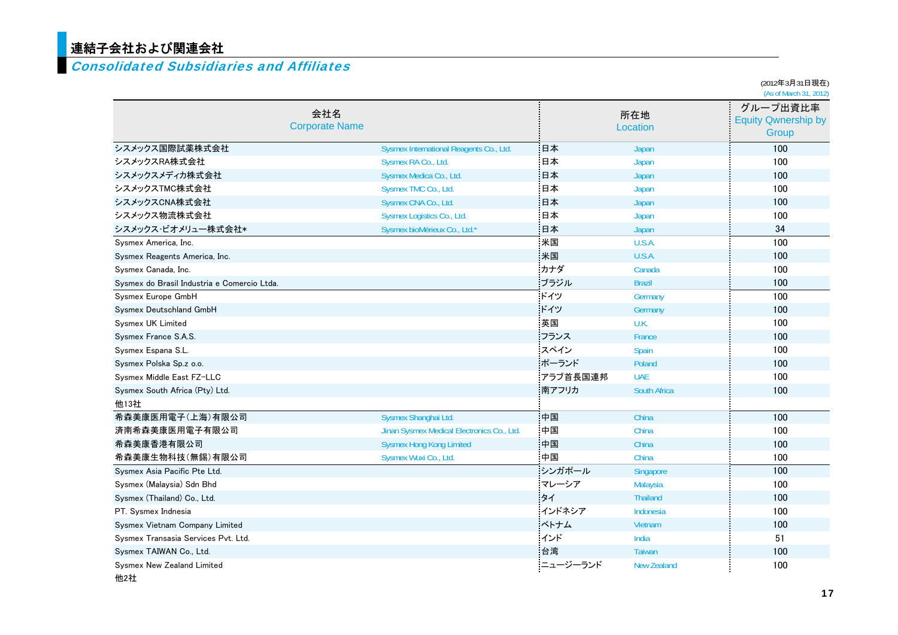# 連結子会社および関連会社

## *Consolidated Subsidiaries and Affiliates*

(2012年3月31日現在)
(As of March 31, 2012)

| 会社名 | Corporate Name | 所在地 | Location | グループ出資比率 Equity Qwnership by Group |
|---|---|---|---|---|
| シスメックス国際試薬株式会社 | Sysmex International Reagents Co., Ltd. | 日本 | Japan | 100 |
| シスメックスRA株式会社 | Sysmex RA Co., Ltd. | 日本 | Japan | 100 |
| シスメックスメディカ株式会社 | Sysmex Medica Co., Ltd. | 日本 | Japan | 100 |
| シスメックスTMC株式会社 | Sysmex TMC Co., Ltd. | 日本 | Japan | 100 |
| シスメックスCNA株式会社 | Sysmex CNA Co., Ltd. | 日本 | Japan | 100 |
| シスメックス物流株式会社 | Sysmex Logistics Co., Ltd. | 日本 | Japan | 100 |
| シスメックス･ビオメリュー株式会社* | Sysmex bioMérieux Co., Ltd.* | 日本 | Japan | 34 |
| Sysmex America, Inc. | | 米国 | U.S.A. | 100 |
| Sysmex Reagents America, Inc. | | 米国 | U.S.A. | 100 |
| Sysmex Canada, Inc. | | カナダ | Canada | 100 |
| Sysmex do Brasil Industria e Comercio Ltda. | | ブラジル | Brazil | 100 |
| Sysmex Europe GmbH | | ドイツ | Germany | 100 |
| Sysmex Deutschland GmbH | | ドイツ | Germany | 100 |
| Sysmex UK Limited | | 英国 | U.K. | 100 |
| Sysmex France S.A.S. | | フランス | France | 100 |
| Sysmex Espana S.L. | | スペイン | Spain | 100 |
| Sysmex Polska Sp.z o.o. | | ポーランド | Poland | 100 |
| Sysmex Middle East FZ-LLC | | アラブ首長国連邦 | UAE | 100 |
| Sysmex South Africa (Pty) Ltd. | | 南アフリカ | South Africa | 100 |
| 他13社 | | | | |
| 希森美康医用電子(上海)有限公司 | Sysmex Shanghai Ltd. | 中国 | China | 100 |
| 済南希森美康医用電子有限公司 | Jinan Sysmex Medical Electronics Co., Ltd. | 中国 | China | 100 |
| 希森美康香港有限公司 | Sysmex Hong Kong Limited | 中国 | China | 100 |
| 希森美康生物科技(無錫)有限公司 | Sysmex Wuxi Co., Ltd. | 中国 | China | 100 |
| Sysmex Asia Pacific Pte Ltd. | | シンガポール | Singapore | 100 |
| Sysmex (Malaysia) Sdn Bhd | | マレーシア | Malaysia | 100 |
| Sysmex (Thailand) Co., Ltd. | | タイ | Thailand | 100 |
| PT. Sysmex Indnesia | | インドネシア | Indonesia | 100 |
| Sysmex Vietnam Company Limited | | ベトナム | Vietnam | 100 |
| Sysmex Transasia Services Pvt. Ltd. | | インド | India | 51 |
| Sysmex TAIWAN Co., Ltd. | | 台湾 | Taiwan | 100 |
| Sysmex New Zealand Limited | | ニュージーランド | New Zealand | 100 |
| 他2社 | | | | |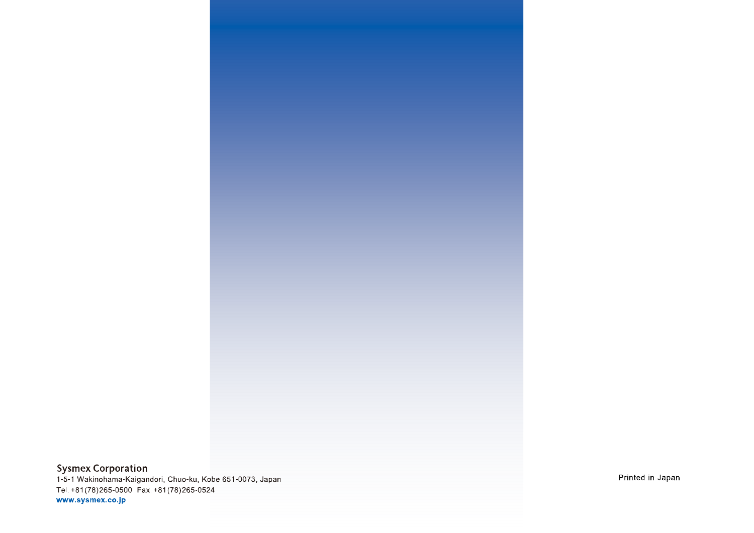**Sysmex Corporation**

1-5-1 Wakinohama-Kaigandori, Chuo-ku, Kobe 651-0073, Japan

Tel. +81(78)265-0500 Fax. +81(78)265-0524

www.sysmex.co.jp

Printed in Japan